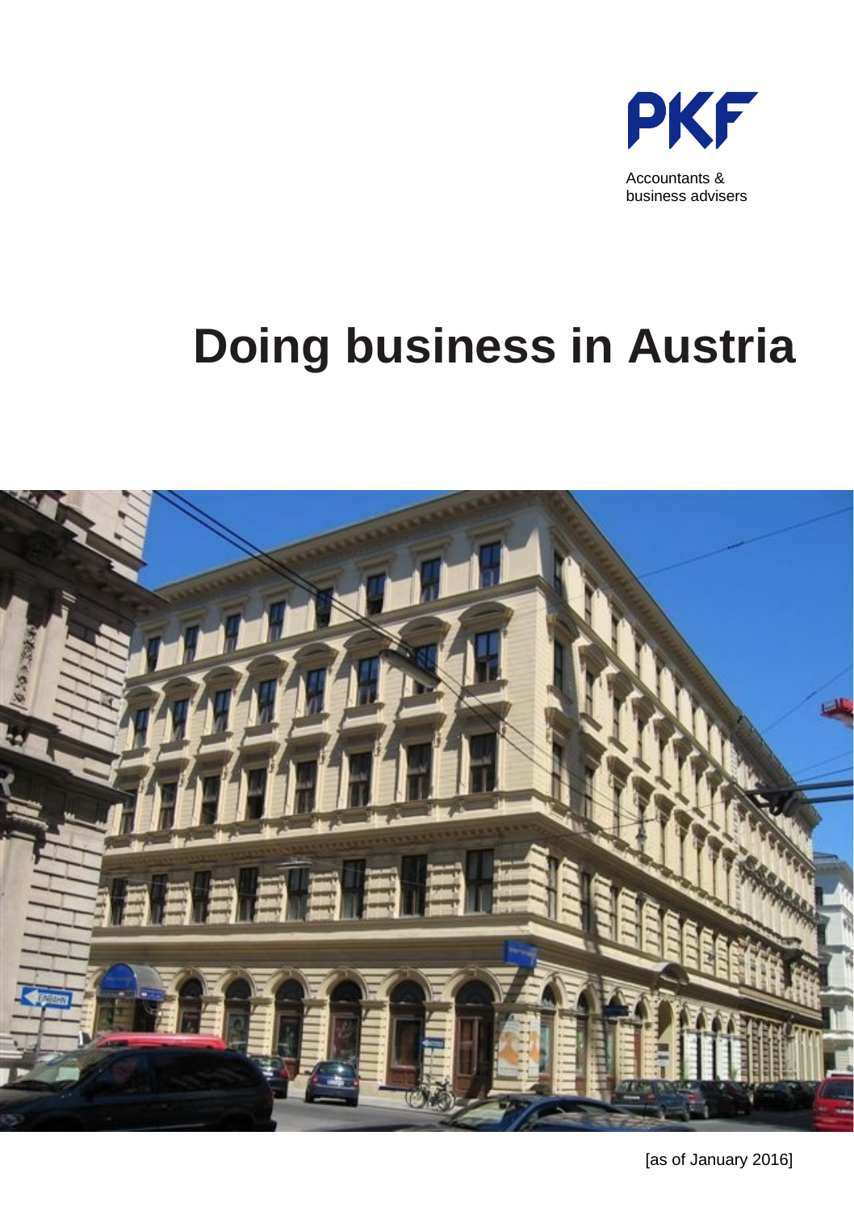PKF

Accountants & business advisers

# Doing business in Austria

[as of January 2016]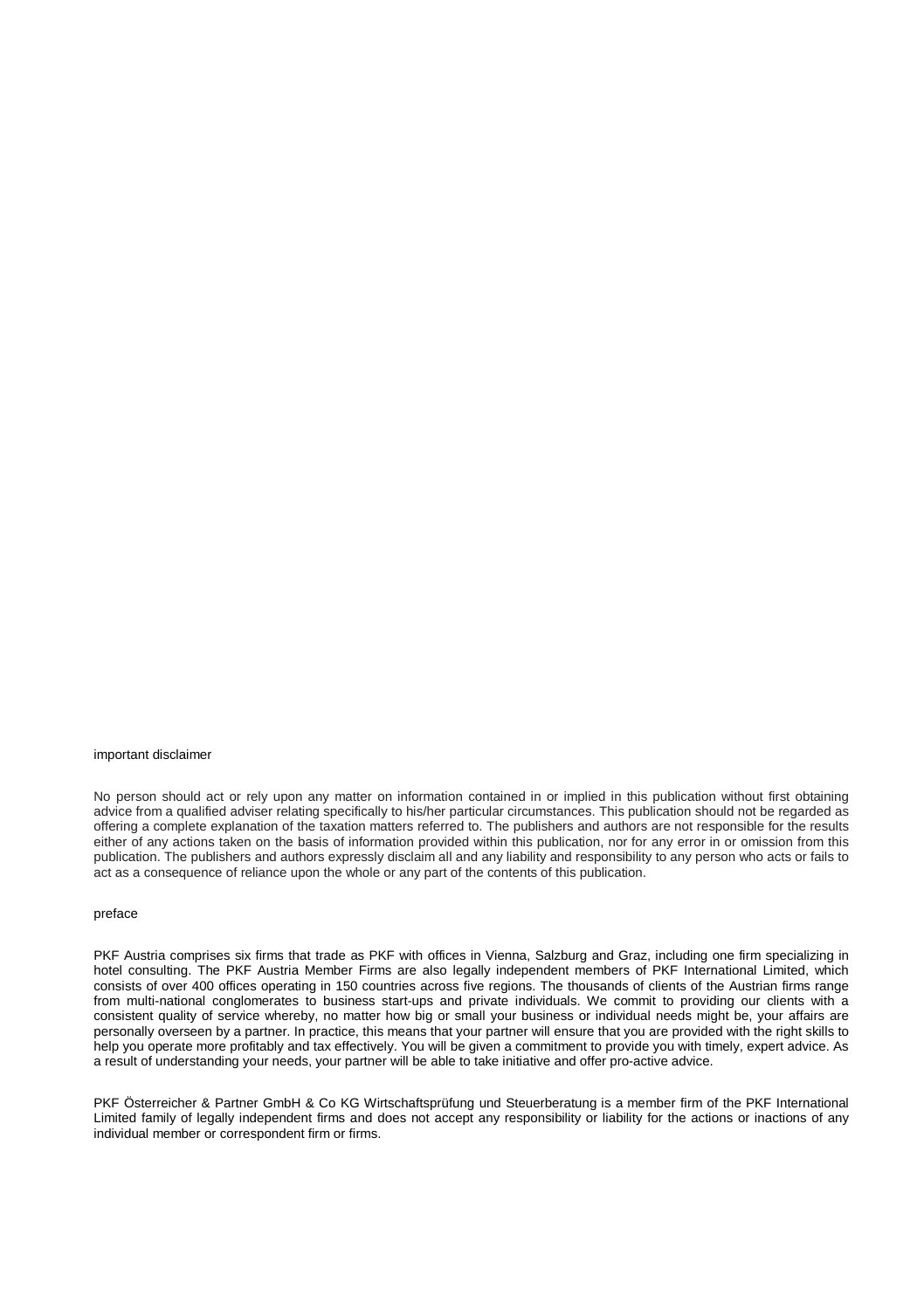## important disclaimer

No person should act or rely upon any matter on information contained in or implied in this publication without first obtaining advice from a qualified adviser relating specifically to his/her particular circumstances. This publication should not be regarded as offering a complete explanation of the taxation matters referred to. The publishers and authors are not responsible for the results either of any actions taken on the basis of information provided within this publication, nor for any error in or omission from this publication. The publishers and authors expressly disclaim all and any liability and responsibility to any person who acts or fails to act as a consequence of reliance upon the whole or any part of the contents of this publication.

## preface

PKF Austria comprises six firms that trade as PKF with offices in Vienna, Salzburg and Graz, including one firm specializing in hotel consulting. The PKF Austria Member Firms are also legally independent members of PKF International Limited, which consists of over 400 offices operating in 150 countries across five regions. The thousands of clients of the Austrian firms range from multi-national conglomerates to business start-ups and private individuals. We commit to providing our clients with a consistent quality of service whereby, no matter how big or small your business or individual needs might be, your affairs are personally overseen by a partner. In practice, this means that your partner will ensure that you are provided with the right skills to help you operate more profitably and tax effectively. You will be given a commitment to provide you with timely, expert advice. As a result of understanding your needs, your partner will be able to take initiative and offer pro-active advice.

PKF Österreicher & Partner GmbH & Co KG Wirtschaftsprüfung und Steuerberatung is a member firm of the PKF International Limited family of legally independent firms and does not accept any responsibility or liability for the actions or inactions of any individual member or correspondent firm or firms.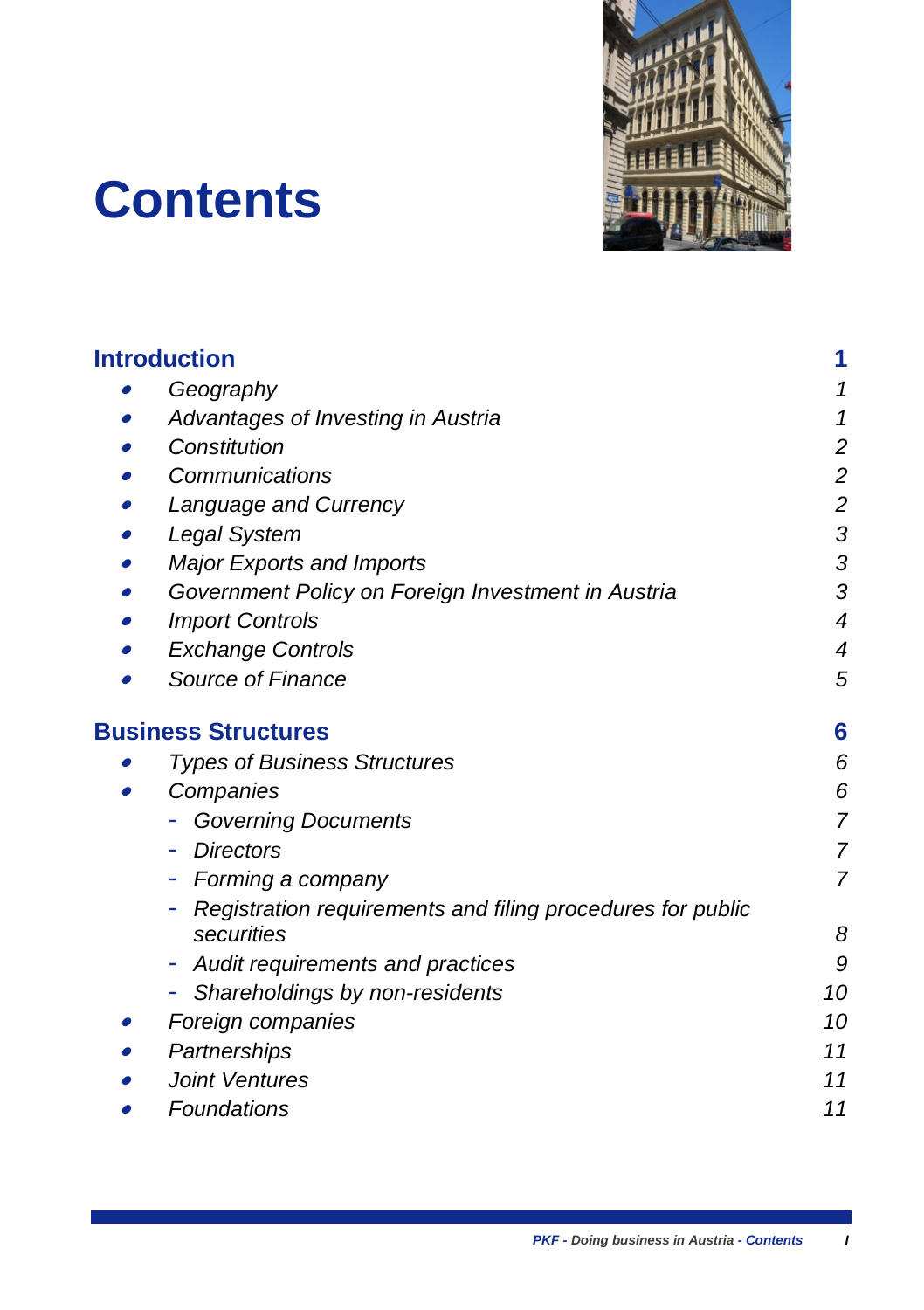# Contents

| | |
|---|---:|
| **Introduction** | **1** |
| • *Geography* | *1* |
| • *Advantages of Investing in Austria* | *1* |
| • *Constitution* | *2* |
| • *Communications* | *2* |
| • *Language and Currency* | *2* |
| • *Legal System* | *3* |
| • *Major Exports and Imports* | *3* |
| • *Government Policy on Foreign Investment in Austria* | *3* |
| • *Import Controls* | *4* |
| • *Exchange Controls* | *4* |
| • *Source of Finance* | *5* |
| **Business Structures** | **6** |
| • *Types of Business Structures* | *6* |
| • *Companies* | *6* |
| - *Governing Documents* | *7* |
| - *Directors* | *7* |
| - *Forming a company* | *7* |
| - *Registration requirements and filing procedures for public securities* | *8* |
| - *Audit requirements and practices* | *9* |
| - *Shareholdings by non-residents* | *10* |
| • *Foreign companies* | *10* |
| • *Partnerships* | *11* |
| • *Joint Ventures* | *11* |
| • *Foundations* | *11* |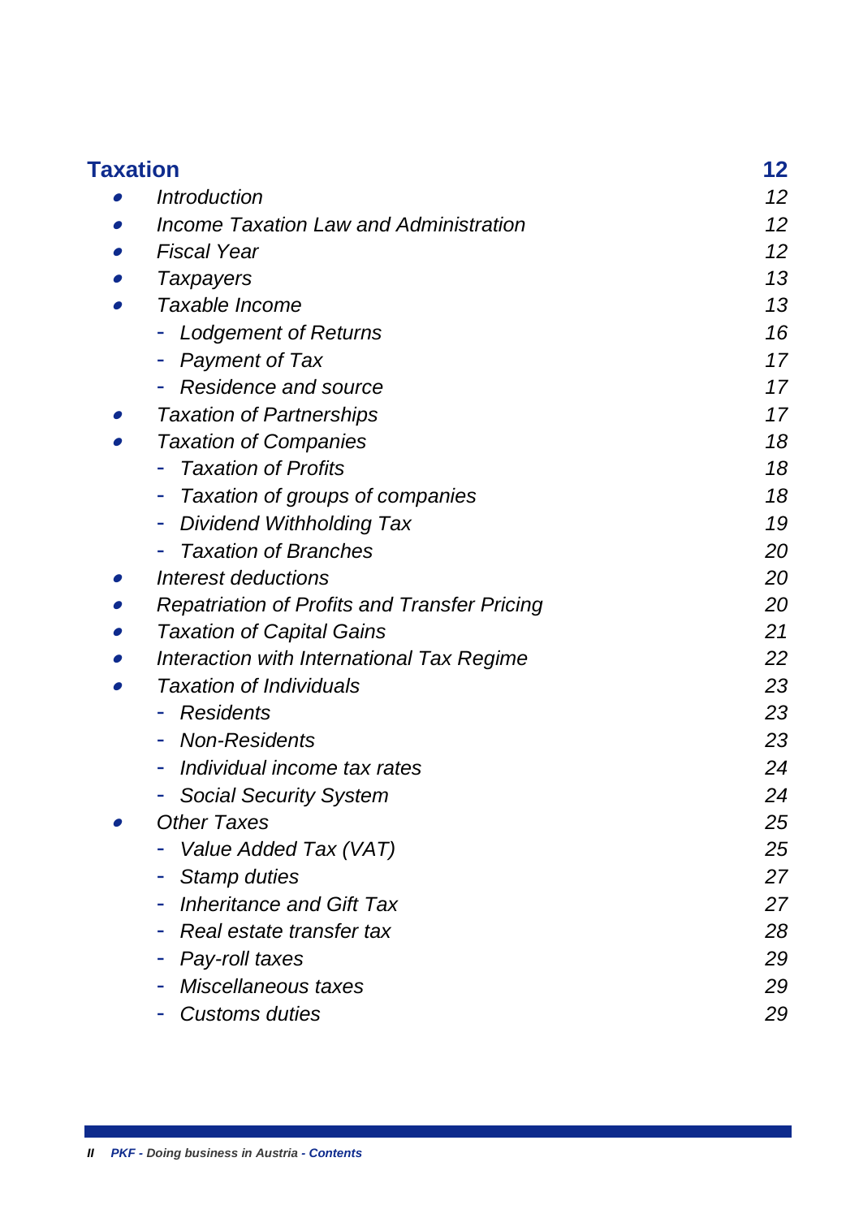| **Taxation** | **12** |
|---|---|
| • *Introduction* | *12* |
| • *Income Taxation Law and Administration* | *12* |
| • *Fiscal Year* | *12* |
| • *Taxpayers* | *13* |
| • *Taxable Income* | *13* |
| - *Lodgement of Returns* | *16* |
| - *Payment of Tax* | *17* |
| - *Residence and source* | *17* |
| • *Taxation of Partnerships* | *17* |
| • *Taxation of Companies* | *18* |
| - *Taxation of Profits* | *18* |
| - *Taxation of groups of companies* | *18* |
| - *Dividend Withholding Tax* | *19* |
| - *Taxation of Branches* | *20* |
| • *Interest deductions* | *20* |
| • *Repatriation of Profits and Transfer Pricing* | *20* |
| • *Taxation of Capital Gains* | *21* |
| • *Interaction with International Tax Regime* | *22* |
| • *Taxation of Individuals* | *23* |
| - *Residents* | *23* |
| - *Non-Residents* | *23* |
| - *Individual income tax rates* | *24* |
| - *Social Security System* | *24* |
| • *Other Taxes* | *25* |
| - *Value Added Tax (VAT)* | *25* |
| - *Stamp duties* | *27* |
| - *Inheritance and Gift Tax* | *27* |
| - *Real estate transfer tax* | *28* |
| - *Pay-roll taxes* | *29* |
| - *Miscellaneous taxes* | *29* |
| - *Customs duties* | *29* |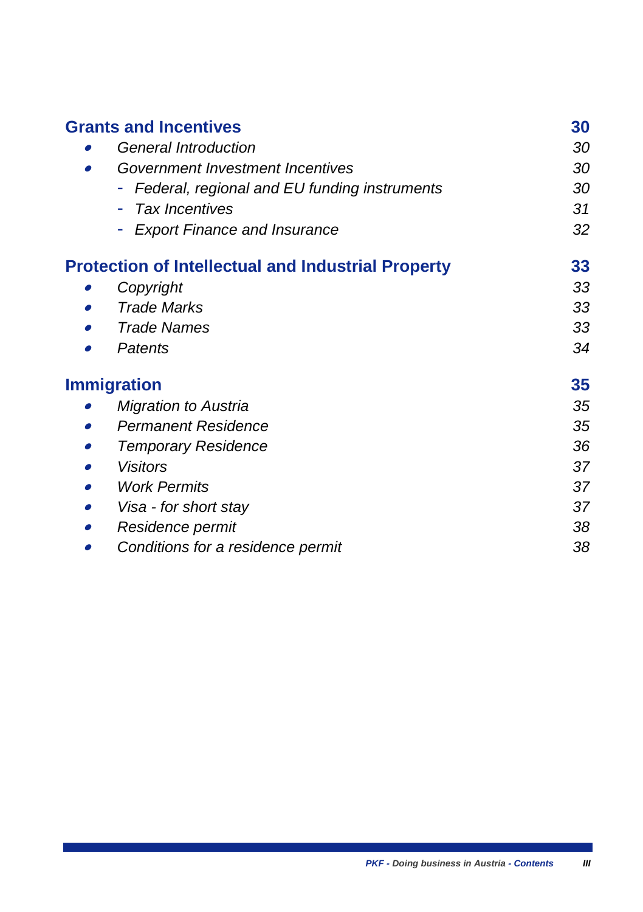**Grants and Incentives** **30**

- *General Introduction* *30*
- *Government Investment Incentives* *30*
    - *Federal, regional and EU funding instruments* *30*
    - *Tax Incentives* *31*
    - *Export Finance and Insurance* *32*

**Protection of Intellectual and Industrial Property** **33**

- *Copyright* *33*
- *Trade Marks* *33*
- *Trade Names* *33*
- *Patents* *34*

**Immigration** **35**

- *Migration to Austria* *35*
- *Permanent Residence* *35*
- *Temporary Residence* *36*
- *Visitors* *37*
- *Work Permits* *37*
- *Visa - for short stay* *37*
- *Residence permit* *38*
- *Conditions for a residence permit* *38*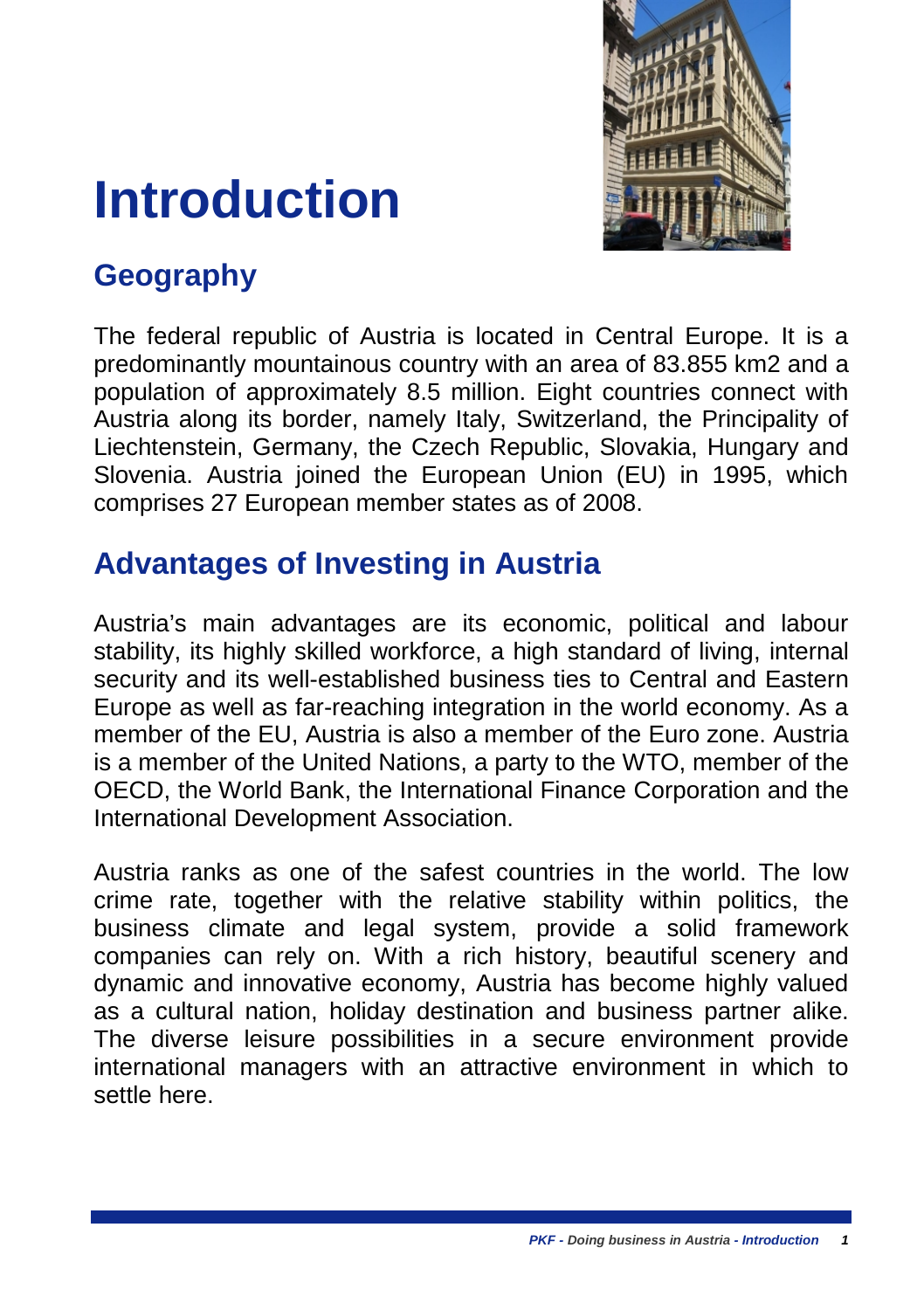# Introduction

## Geography

The federal republic of Austria is located in Central Europe. It is a predominantly mountainous country with an area of 83.855 km2 and a population of approximately 8.5 million. Eight countries connect with Austria along its border, namely Italy, Switzerland, the Principality of Liechtenstein, Germany, the Czech Republic, Slovakia, Hungary and Slovenia. Austria joined the European Union (EU) in 1995, which comprises 27 European member states as of 2008.

## Advantages of Investing in Austria

Austria's main advantages are its economic, political and labour stability, its highly skilled workforce, a high standard of living, internal security and its well-established business ties to Central and Eastern Europe as well as far-reaching integration in the world economy. As a member of the EU, Austria is also a member of the Euro zone. Austria is a member of the United Nations, a party to the WTO, member of the OECD, the World Bank, the International Finance Corporation and the International Development Association.

Austria ranks as one of the safest countries in the world. The low crime rate, together with the relative stability within politics, the business climate and legal system, provide a solid framework companies can rely on. With a rich history, beautiful scenery and dynamic and innovative economy, Austria has become highly valued as a cultural nation, holiday destination and business partner alike. The diverse leisure possibilities in a secure environment provide international managers with an attractive environment in which to settle here.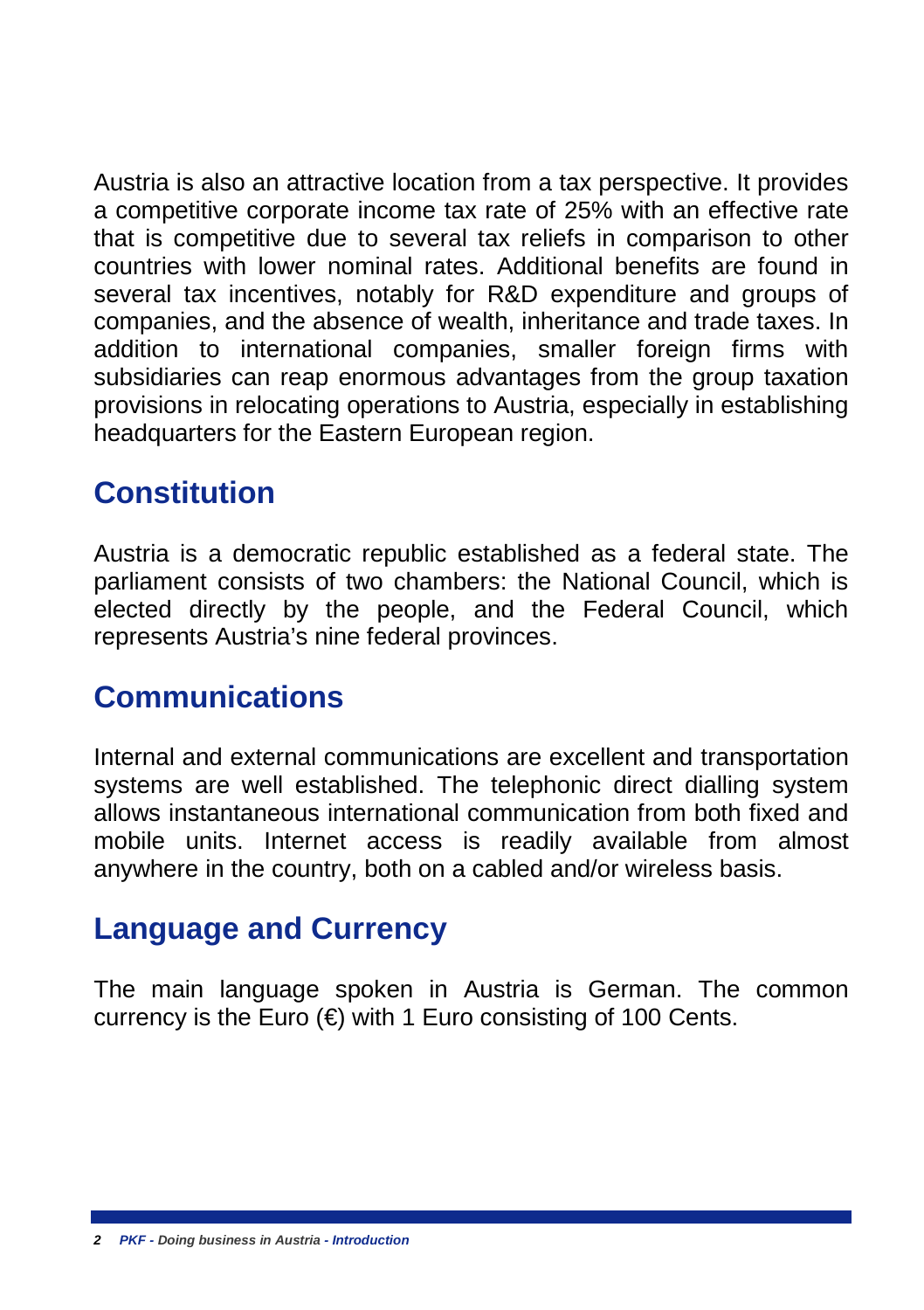Austria is also an attractive location from a tax perspective. It provides a competitive corporate income tax rate of 25% with an effective rate that is competitive due to several tax reliefs in comparison to other countries with lower nominal rates. Additional benefits are found in several tax incentives, notably for R&D expenditure and groups of companies, and the absence of wealth, inheritance and trade taxes. In addition to international companies, smaller foreign firms with subsidiaries can reap enormous advantages from the group taxation provisions in relocating operations to Austria, especially in establishing headquarters for the Eastern European region.

## Constitution

Austria is a democratic republic established as a federal state. The parliament consists of two chambers: the National Council, which is elected directly by the people, and the Federal Council, which represents Austria's nine federal provinces.

## Communications

Internal and external communications are excellent and transportation systems are well established. The telephonic direct dialling system allows instantaneous international communication from both fixed and mobile units. Internet access is readily available from almost anywhere in the country, both on a cabled and/or wireless basis.

## Language and Currency

The main language spoken in Austria is German. The common currency is the Euro (€) with 1 Euro consisting of 100 Cents.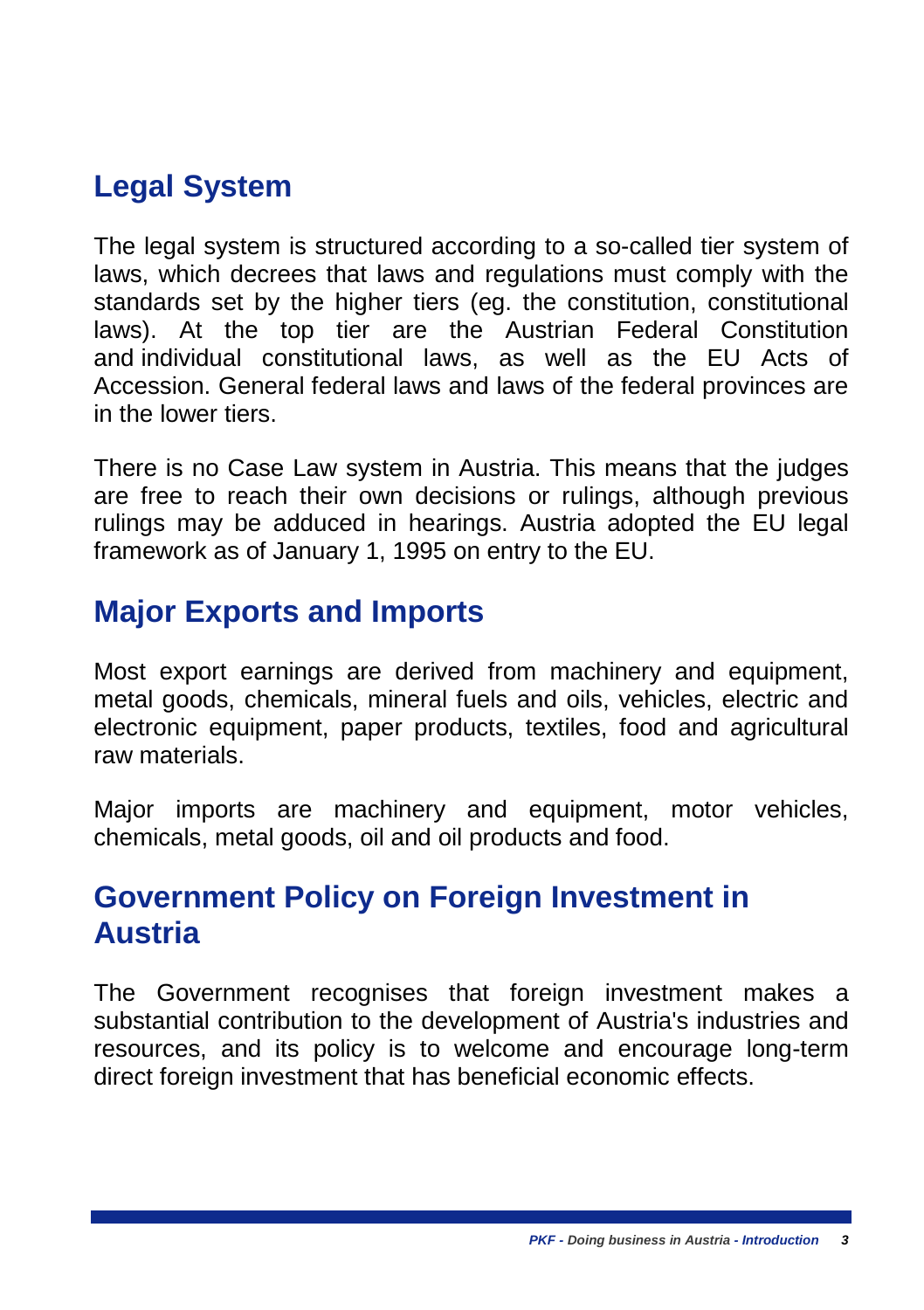## Legal System

The legal system is structured according to a so-called tier system of laws, which decrees that laws and regulations must comply with the standards set by the higher tiers (eg. the constitution, constitutional laws). At the top tier are the Austrian Federal Constitution and individual constitutional laws, as well as the EU Acts of Accession. General federal laws and laws of the federal provinces are in the lower tiers.

There is no Case Law system in Austria. This means that the judges are free to reach their own decisions or rulings, although previous rulings may be adduced in hearings. Austria adopted the EU legal framework as of January 1, 1995 on entry to the EU.

## Major Exports and Imports

Most export earnings are derived from machinery and equipment, metal goods, chemicals, mineral fuels and oils, vehicles, electric and electronic equipment, paper products, textiles, food and agricultural raw materials.

Major imports are machinery and equipment, motor vehicles, chemicals, metal goods, oil and oil products and food.

## Government Policy on Foreign Investment in Austria

The Government recognises that foreign investment makes a substantial contribution to the development of Austria's industries and resources, and its policy is to welcome and encourage long-term direct foreign investment that has beneficial economic effects.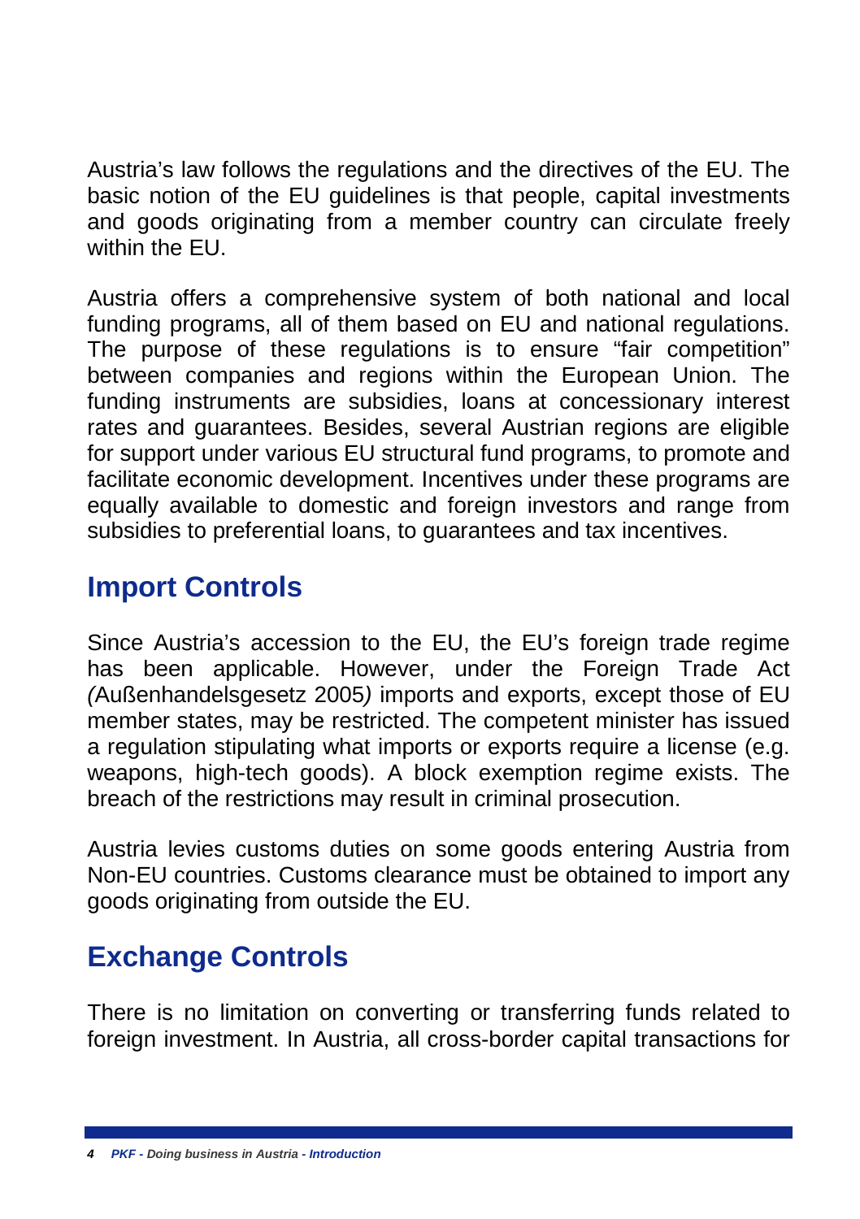Austria's law follows the regulations and the directives of the EU. The basic notion of the EU guidelines is that people, capital investments and goods originating from a member country can circulate freely within the EU.

Austria offers a comprehensive system of both national and local funding programs, all of them based on EU and national regulations. The purpose of these regulations is to ensure "fair competition" between companies and regions within the European Union. The funding instruments are subsidies, loans at concessionary interest rates and guarantees. Besides, several Austrian regions are eligible for support under various EU structural fund programs, to promote and facilitate economic development. Incentives under these programs are equally available to domestic and foreign investors and range from subsidies to preferential loans, to guarantees and tax incentives.

## Import Controls

Since Austria's accession to the EU, the EU's foreign trade regime has been applicable. However, under the Foreign Trade Act *(*Außenhandelsgesetz 2005*)* imports and exports, except those of EU member states, may be restricted. The competent minister has issued a regulation stipulating what imports or exports require a license (e.g. weapons, high-tech goods). A block exemption regime exists. The breach of the restrictions may result in criminal prosecution.

Austria levies customs duties on some goods entering Austria from Non-EU countries. Customs clearance must be obtained to import any goods originating from outside the EU.

## Exchange Controls

There is no limitation on converting or transferring funds related to foreign investment. In Austria, all cross-border capital transactions for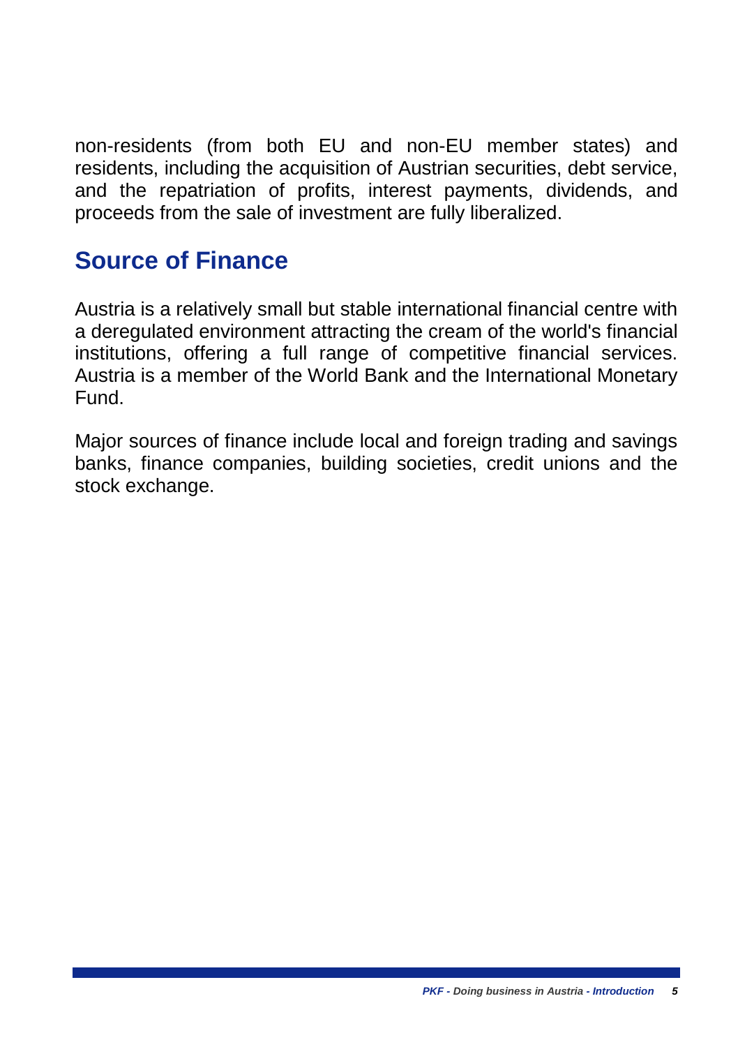non-residents (from both EU and non-EU member states) and residents, including the acquisition of Austrian securities, debt service, and the repatriation of profits, interest payments, dividends, and proceeds from the sale of investment are fully liberalized.

## Source of Finance

Austria is a relatively small but stable international financial centre with a deregulated environment attracting the cream of the world's financial institutions, offering a full range of competitive financial services. Austria is a member of the World Bank and the International Monetary Fund.

Major sources of finance include local and foreign trading and savings banks, finance companies, building societies, credit unions and the stock exchange.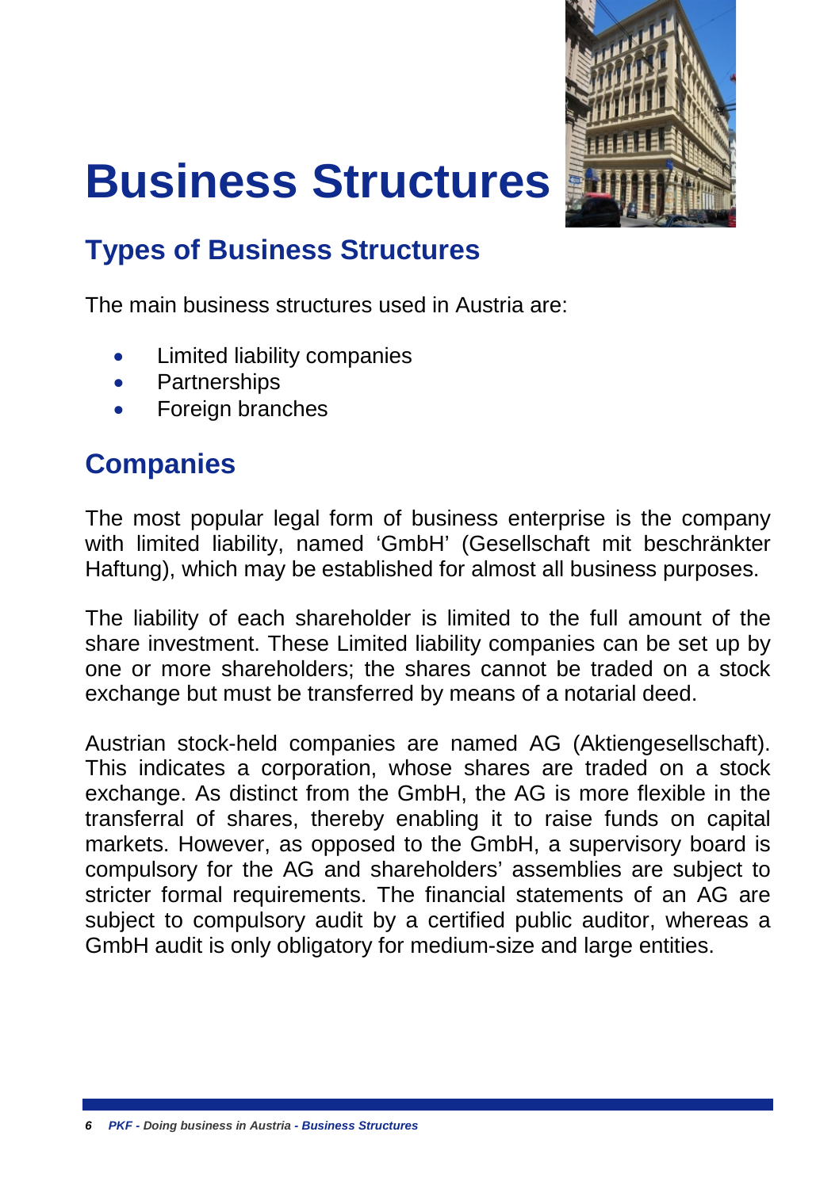# Business Structures

## Types of Business Structures

The main business structures used in Austria are:

- Limited liability companies
- Partnerships
- Foreign branches

## Companies

The most popular legal form of business enterprise is the company with limited liability, named 'GmbH' (Gesellschaft mit beschränkter Haftung), which may be established for almost all business purposes.

The liability of each shareholder is limited to the full amount of the share investment. These Limited liability companies can be set up by one or more shareholders; the shares cannot be traded on a stock exchange but must be transferred by means of a notarial deed.

Austrian stock-held companies are named AG (Aktiengesellschaft). This indicates a corporation, whose shares are traded on a stock exchange. As distinct from the GmbH, the AG is more flexible in the transferral of shares, thereby enabling it to raise funds on capital markets. However, as opposed to the GmbH, a supervisory board is compulsory for the AG and shareholders' assemblies are subject to stricter formal requirements. The financial statements of an AG are subject to compulsory audit by a certified public auditor, whereas a GmbH audit is only obligatory for medium-size and large entities.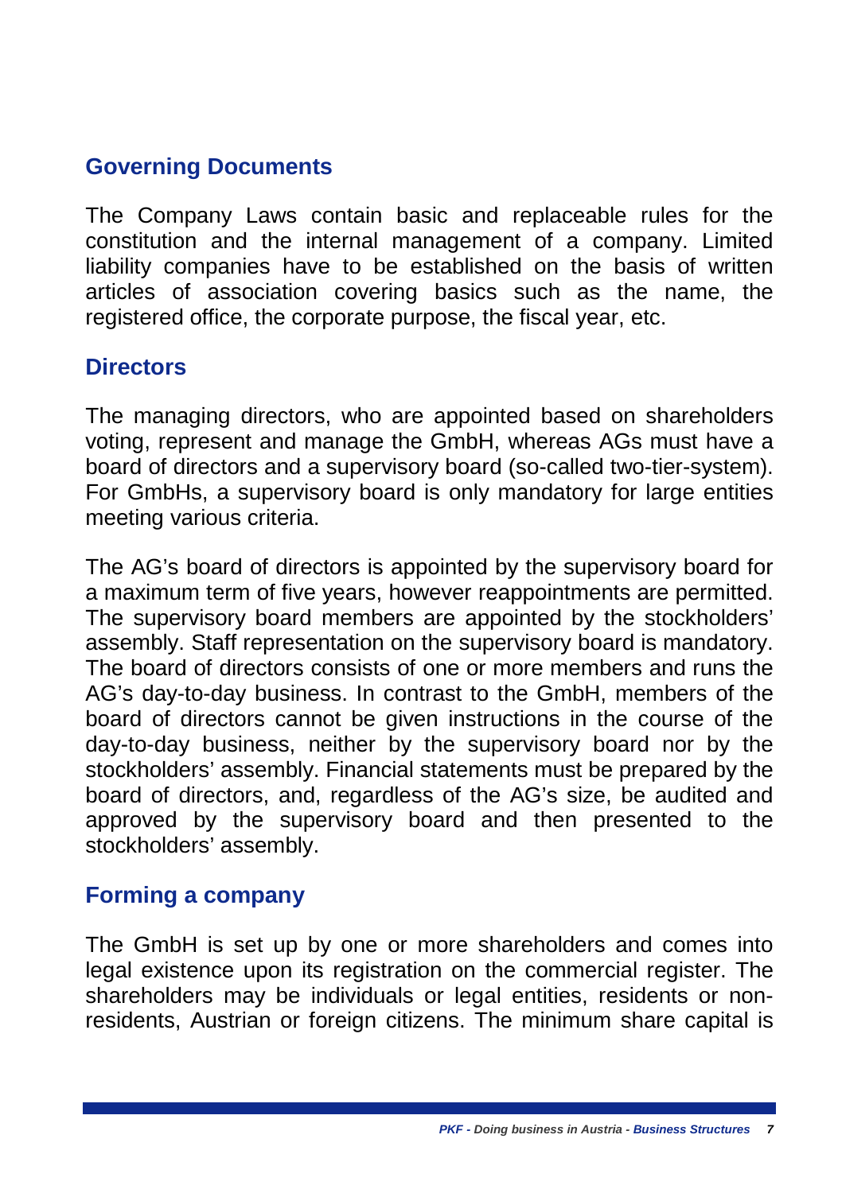## Governing Documents

The Company Laws contain basic and replaceable rules for the constitution and the internal management of a company. Limited liability companies have to be established on the basis of written articles of association covering basics such as the name, the registered office, the corporate purpose, the fiscal year, etc.

## Directors

The managing directors, who are appointed based on shareholders voting, represent and manage the GmbH, whereas AGs must have a board of directors and a supervisory board (so-called two-tier-system). For GmbHs, a supervisory board is only mandatory for large entities meeting various criteria.

The AG's board of directors is appointed by the supervisory board for a maximum term of five years, however reappointments are permitted. The supervisory board members are appointed by the stockholders' assembly. Staff representation on the supervisory board is mandatory. The board of directors consists of one or more members and runs the AG's day-to-day business. In contrast to the GmbH, members of the board of directors cannot be given instructions in the course of the day-to-day business, neither by the supervisory board nor by the stockholders' assembly. Financial statements must be prepared by the board of directors, and, regardless of the AG's size, be audited and approved by the supervisory board and then presented to the stockholders' assembly.

## Forming a company

The GmbH is set up by one or more shareholders and comes into legal existence upon its registration on the commercial register. The shareholders may be individuals or legal entities, residents or non-residents, Austrian or foreign citizens. The minimum share capital is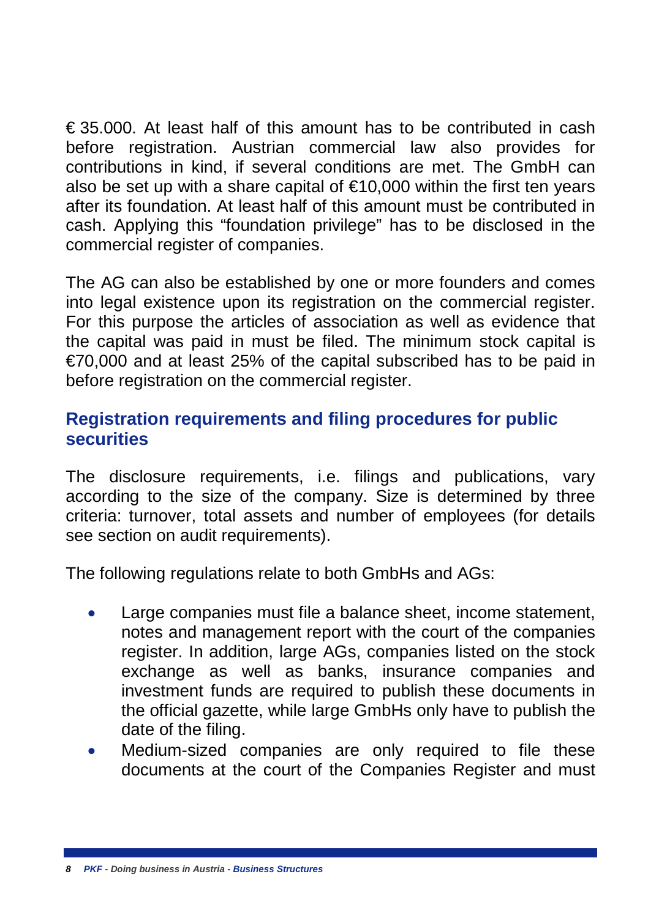€ 35.000. At least half of this amount has to be contributed in cash before registration. Austrian commercial law also provides for contributions in kind, if several conditions are met. The GmbH can also be set up with a share capital of €10,000 within the first ten years after its foundation. At least half of this amount must be contributed in cash. Applying this “foundation privilege” has to be disclosed in the commercial register of companies.

The AG can also be established by one or more founders and comes into legal existence upon its registration on the commercial register. For this purpose the articles of association as well as evidence that the capital was paid in must be filed. The minimum stock capital is €70,000 and at least 25% of the capital subscribed has to be paid in before registration on the commercial register.

## Registration requirements and filing procedures for public securities

The disclosure requirements, i.e. filings and publications, vary according to the size of the company. Size is determined by three criteria: turnover, total assets and number of employees (for details see section on audit requirements).

The following regulations relate to both GmbHs and AGs:

- Large companies must file a balance sheet, income statement, notes and management report with the court of the companies register. In addition, large AGs, companies listed on the stock exchange as well as banks, insurance companies and investment funds are required to publish these documents in the official gazette, while large GmbHs only have to publish the date of the filing.
- Medium-sized companies are only required to file these documents at the court of the Companies Register and must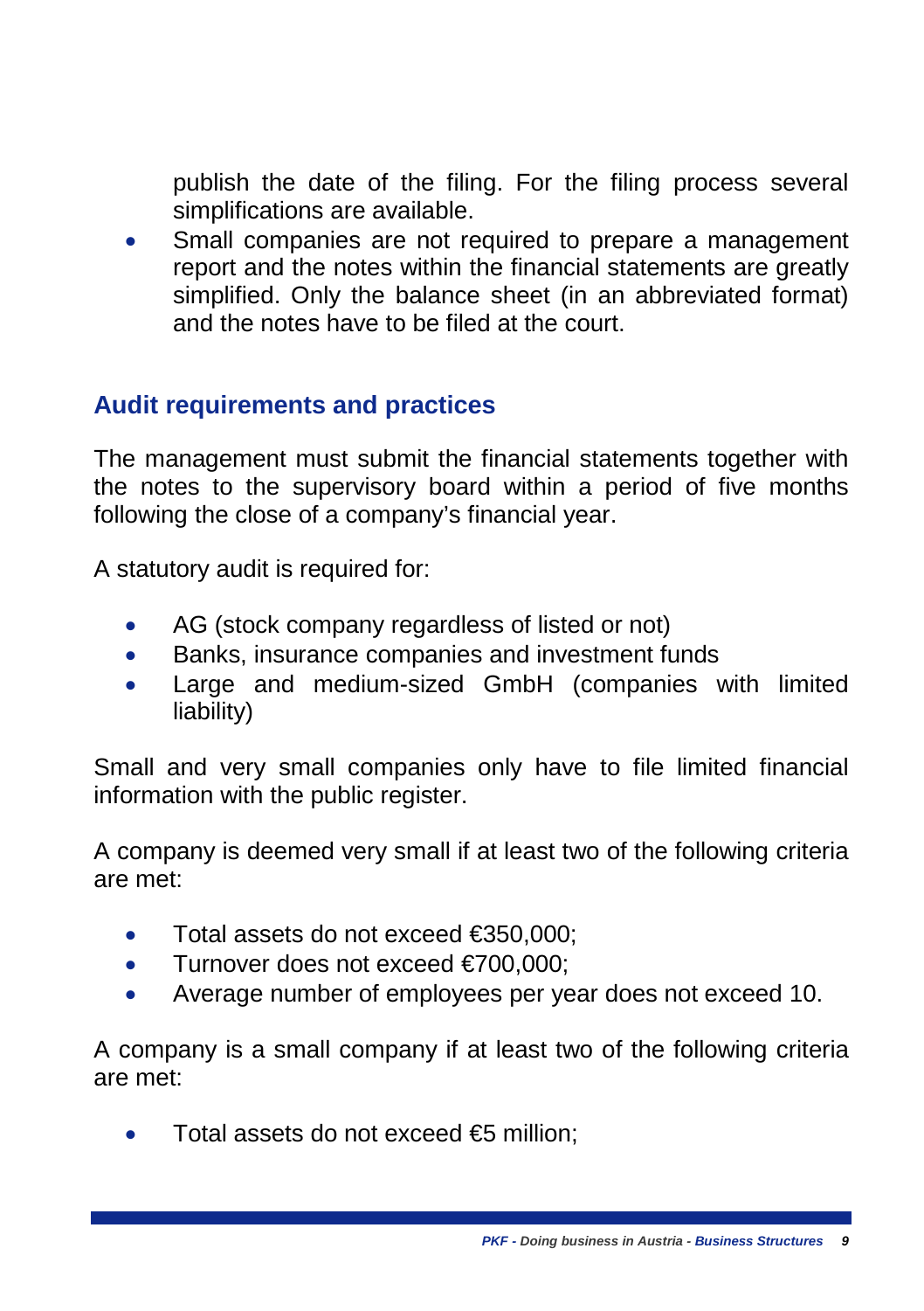publish the date of the filing. For the filing process several simplifications are available.

- Small companies are not required to prepare a management report and the notes within the financial statements are greatly simplified. Only the balance sheet (in an abbreviated format) and the notes have to be filed at the court.

## Audit requirements and practices

The management must submit the financial statements together with the notes to the supervisory board within a period of five months following the close of a company's financial year.

A statutory audit is required for:

- AG (stock company regardless of listed or not)
- Banks, insurance companies and investment funds
- Large and medium-sized GmbH (companies with limited liability)

Small and very small companies only have to file limited financial information with the public register.

A company is deemed very small if at least two of the following criteria are met:

- Total assets do not exceed €350,000;
- Turnover does not exceed €700,000;
- Average number of employees per year does not exceed 10.

A company is a small company if at least two of the following criteria are met:

- Total assets do not exceed €5 million;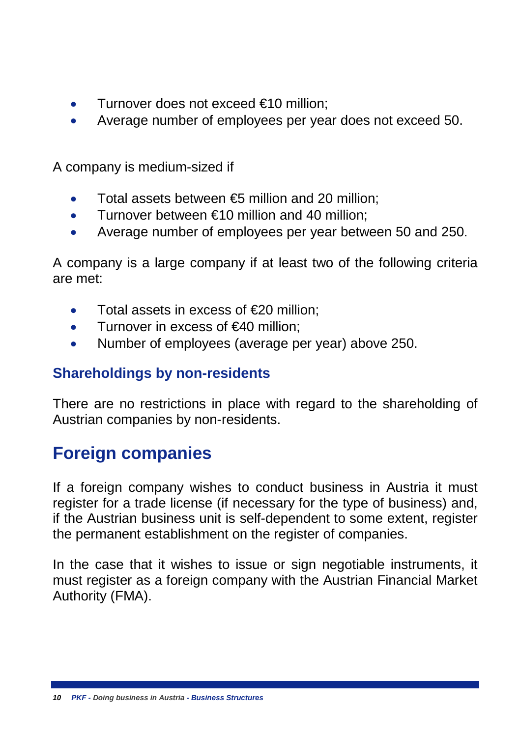- Turnover does not exceed €10 million;
- Average number of employees per year does not exceed 50.

A company is medium-sized if

- Total assets between €5 million and 20 million;
- Turnover between €10 million and 40 million;
- Average number of employees per year between 50 and 250.

A company is a large company if at least two of the following criteria are met:

- Total assets in excess of €20 million;
- Turnover in excess of €40 million;
- Number of employees (average per year) above 250.

### Shareholdings by non-residents

There are no restrictions in place with regard to the shareholding of Austrian companies by non-residents.

## Foreign companies

If a foreign company wishes to conduct business in Austria it must register for a trade license (if necessary for the type of business) and, if the Austrian business unit is self-dependent to some extent, register the permanent establishment on the register of companies.

In the case that it wishes to issue or sign negotiable instruments, it must register as a foreign company with the Austrian Financial Market Authority (FMA).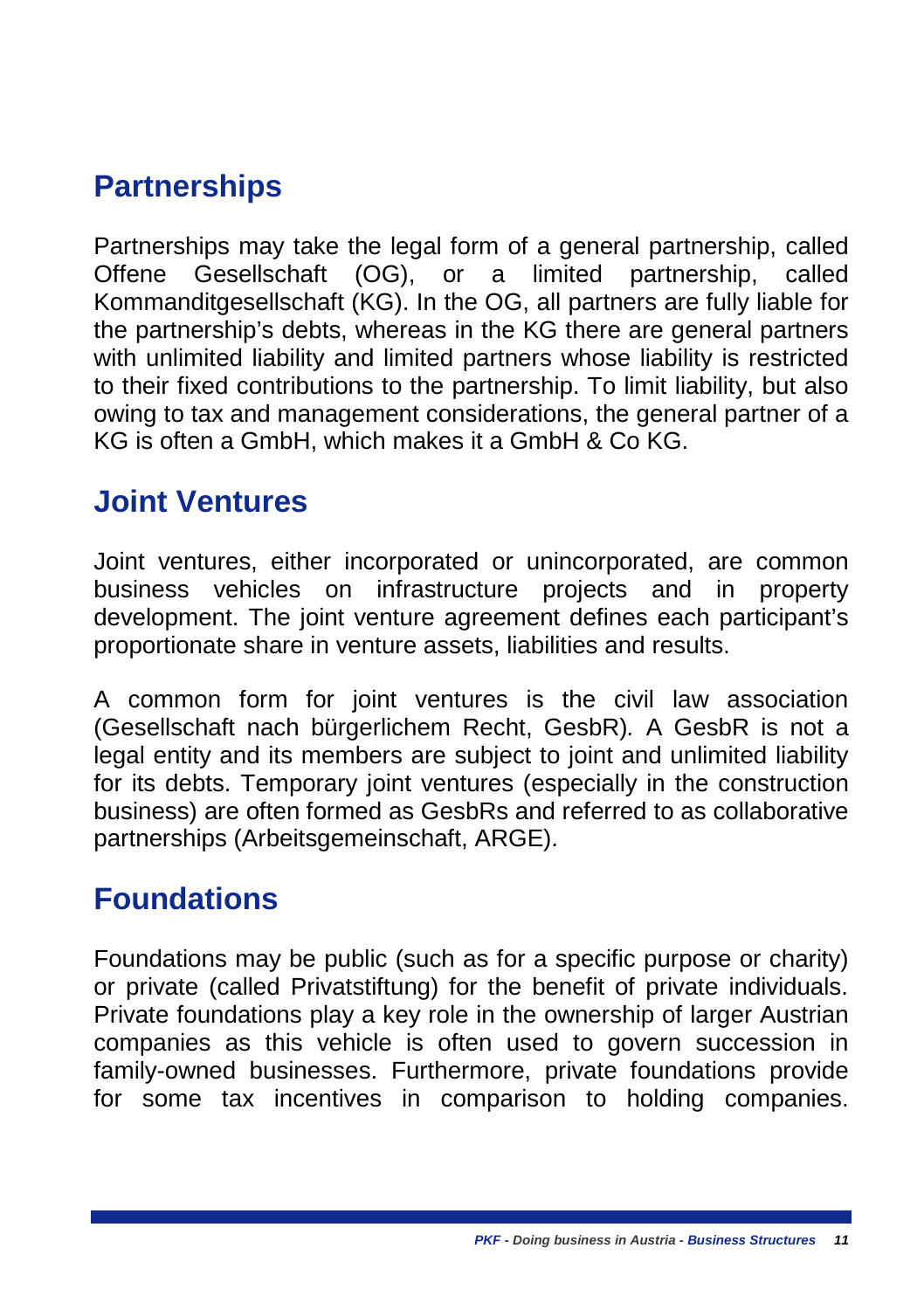## Partnerships

Partnerships may take the legal form of a general partnership, called Offene Gesellschaft (OG), or a limited partnership, called Kommanditgesellschaft (KG). In the OG, all partners are fully liable for the partnership's debts, whereas in the KG there are general partners with unlimited liability and limited partners whose liability is restricted to their fixed contributions to the partnership. To limit liability, but also owing to tax and management considerations, the general partner of a KG is often a GmbH, which makes it a GmbH & Co KG.

## Joint Ventures

Joint ventures, either incorporated or unincorporated, are common business vehicles on infrastructure projects and in property development. The joint venture agreement defines each participant's proportionate share in venture assets, liabilities and results.

A common form for joint ventures is the civil law association (Gesellschaft nach bürgerlichem Recht, GesbR). A GesbR is not a legal entity and its members are subject to joint and unlimited liability for its debts. Temporary joint ventures (especially in the construction business) are often formed as GesbRs and referred to as collaborative partnerships (Arbeitsgemeinschaft, ARGE).

## Foundations

Foundations may be public (such as for a specific purpose or charity) or private (called Privatstiftung) for the benefit of private individuals. Private foundations play a key role in the ownership of larger Austrian companies as this vehicle is often used to govern succession in family-owned businesses. Furthermore, private foundations provide for some tax incentives in comparison to holding companies.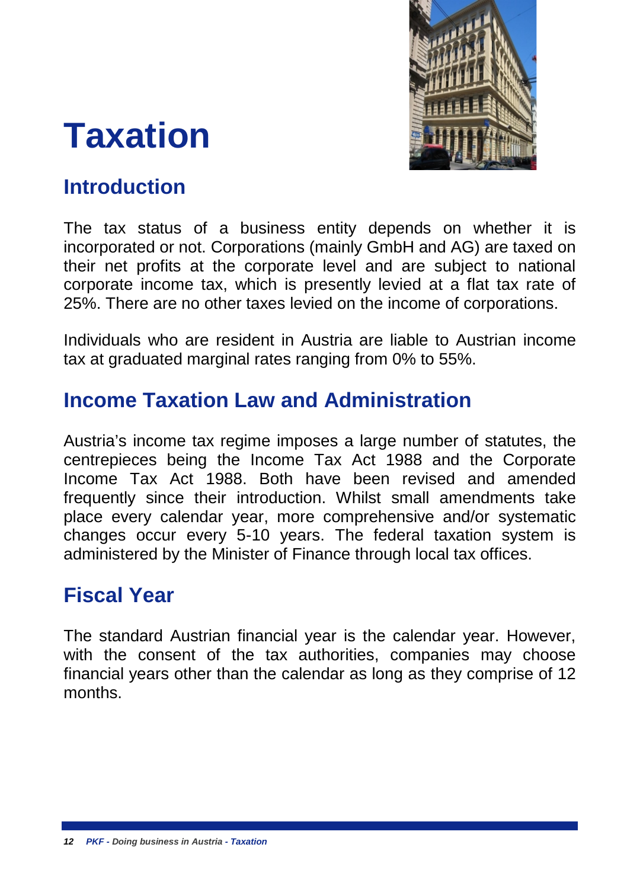# Taxation

## Introduction

The tax status of a business entity depends on whether it is incorporated or not. Corporations (mainly GmbH and AG) are taxed on their net profits at the corporate level and are subject to national corporate income tax, which is presently levied at a flat tax rate of 25%. There are no other taxes levied on the income of corporations.

Individuals who are resident in Austria are liable to Austrian income tax at graduated marginal rates ranging from 0% to 55%.

## Income Taxation Law and Administration

Austria's income tax regime imposes a large number of statutes, the centrepieces being the Income Tax Act 1988 and the Corporate Income Tax Act 1988. Both have been revised and amended frequently since their introduction. Whilst small amendments take place every calendar year, more comprehensive and/or systematic changes occur every 5-10 years. The federal taxation system is administered by the Minister of Finance through local tax offices.

## Fiscal Year

The standard Austrian financial year is the calendar year. However, with the consent of the tax authorities, companies may choose financial years other than the calendar as long as they comprise of 12 months.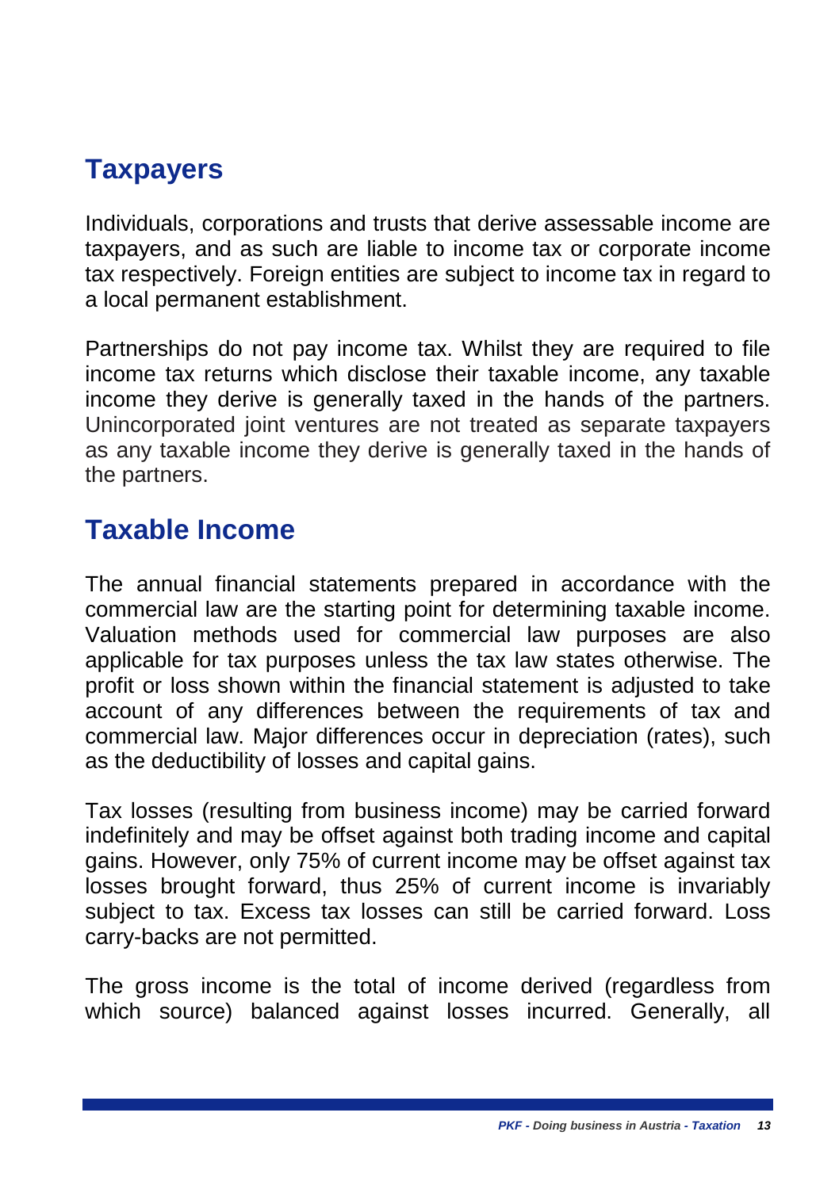## Taxpayers

Individuals, corporations and trusts that derive assessable income are taxpayers, and as such are liable to income tax or corporate income tax respectively. Foreign entities are subject to income tax in regard to a local permanent establishment.

Partnerships do not pay income tax. Whilst they are required to file income tax returns which disclose their taxable income, any taxable income they derive is generally taxed in the hands of the partners. Unincorporated joint ventures are not treated as separate taxpayers as any taxable income they derive is generally taxed in the hands of the partners.

## Taxable Income

The annual financial statements prepared in accordance with the commercial law are the starting point for determining taxable income. Valuation methods used for commercial law purposes are also applicable for tax purposes unless the tax law states otherwise. The profit or loss shown within the financial statement is adjusted to take account of any differences between the requirements of tax and commercial law. Major differences occur in depreciation (rates), such as the deductibility of losses and capital gains.

Tax losses (resulting from business income) may be carried forward indefinitely and may be offset against both trading income and capital gains. However, only 75% of current income may be offset against tax losses brought forward, thus 25% of current income is invariably subject to tax. Excess tax losses can still be carried forward. Loss carry-backs are not permitted.

The gross income is the total of income derived (regardless from which source) balanced against losses incurred. Generally, all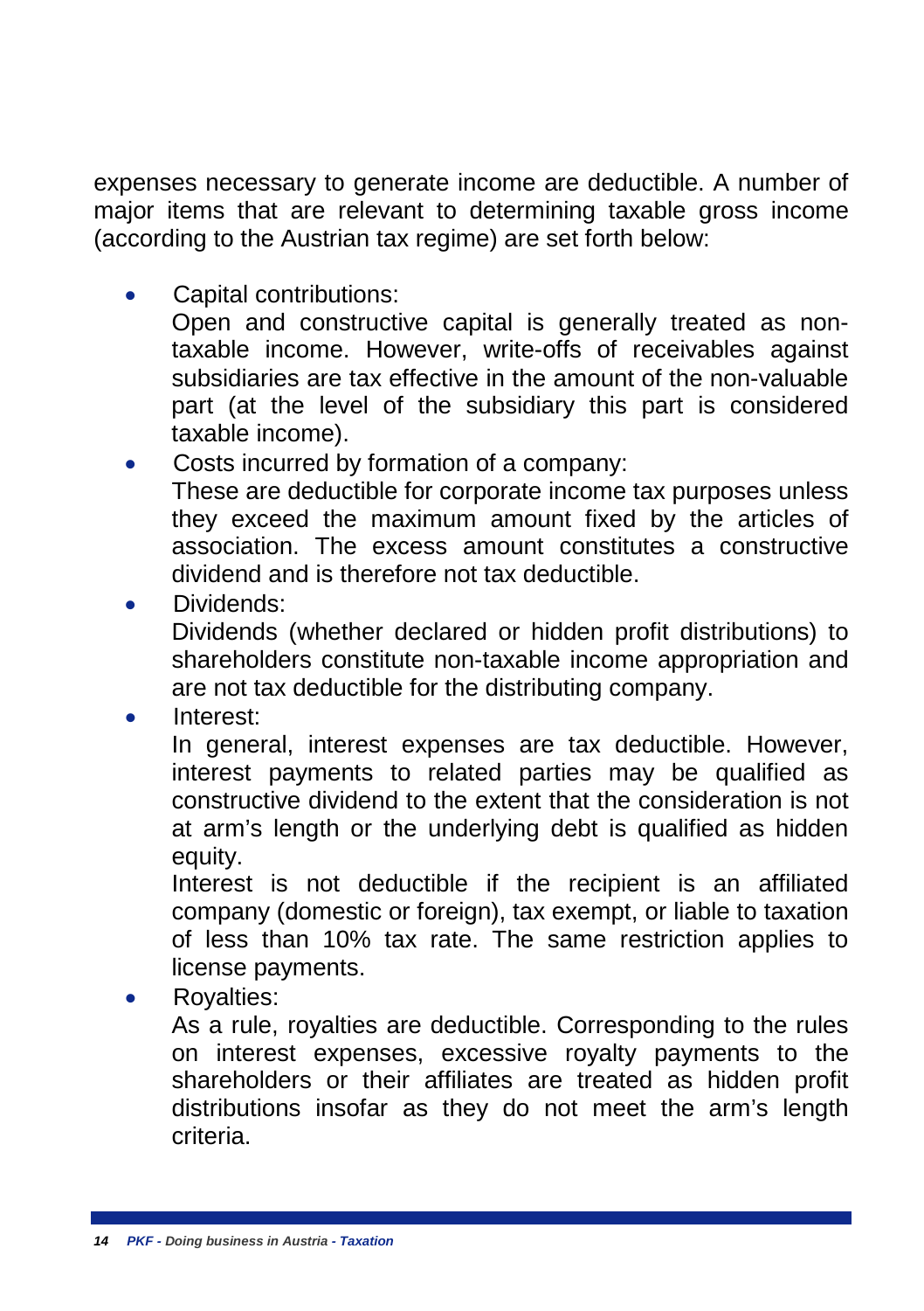expenses necessary to generate income are deductible. A number of major items that are relevant to determining taxable gross income (according to the Austrian tax regime) are set forth below:

- Capital contributions:
  Open and constructive capital is generally treated as non-taxable income. However, write-offs of receivables against subsidiaries are tax effective in the amount of the non-valuable part (at the level of the subsidiary this part is considered taxable income).
- Costs incurred by formation of a company:
  These are deductible for corporate income tax purposes unless they exceed the maximum amount fixed by the articles of association. The excess amount constitutes a constructive dividend and is therefore not tax deductible.
- Dividends:
  Dividends (whether declared or hidden profit distributions) to shareholders constitute non-taxable income appropriation and are not tax deductible for the distributing company.
- Interest:
  In general, interest expenses are tax deductible. However, interest payments to related parties may be qualified as constructive dividend to the extent that the consideration is not at arm's length or the underlying debt is qualified as hidden equity.
  Interest is not deductible if the recipient is an affiliated company (domestic or foreign), tax exempt, or liable to taxation of less than 10% tax rate. The same restriction applies to license payments.
- Royalties:
  As a rule, royalties are deductible. Corresponding to the rules on interest expenses, excessive royalty payments to the shareholders or their affiliates are treated as hidden profit distributions insofar as they do not meet the arm's length criteria.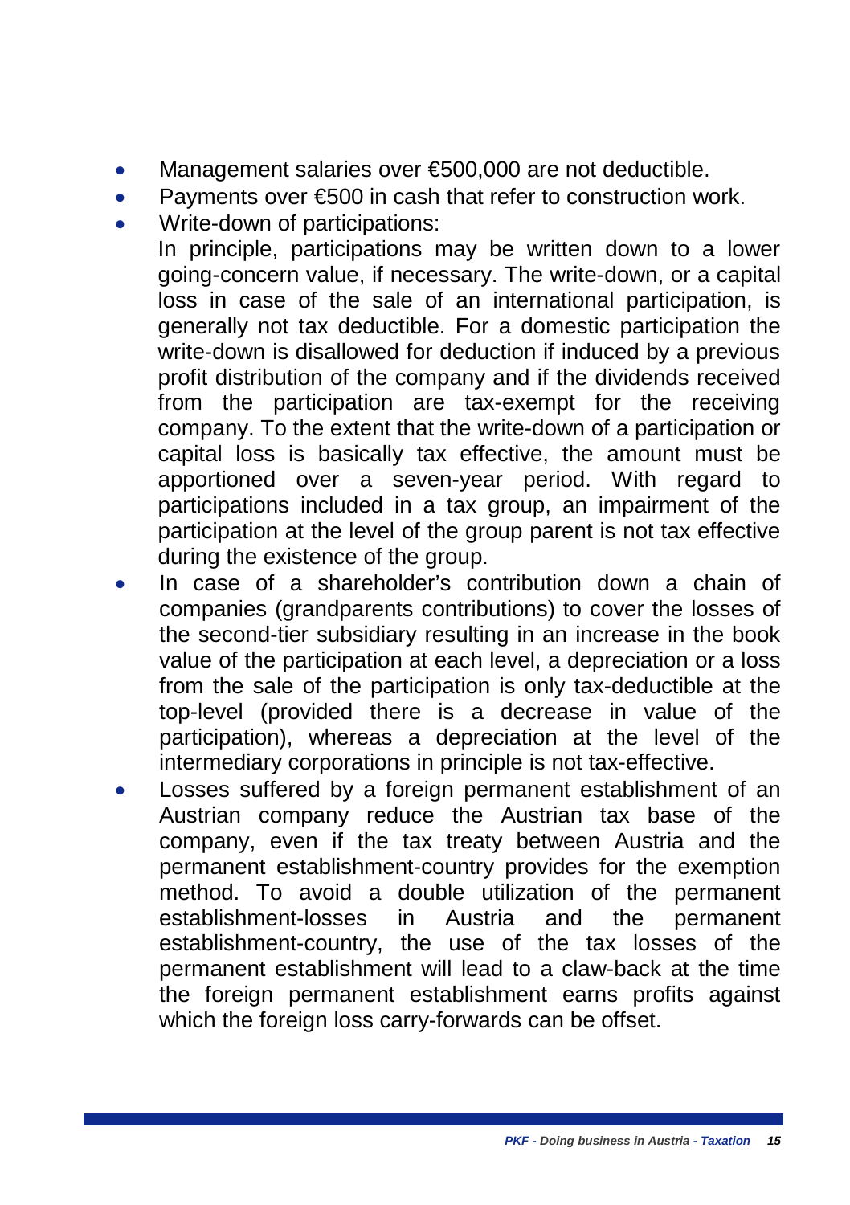- Management salaries over €500,000 are not deductible.
- Payments over €500 in cash that refer to construction work.
- Write-down of participations:
  In principle, participations may be written down to a lower going-concern value, if necessary. The write-down, or a capital loss in case of the sale of an international participation, is generally not tax deductible. For a domestic participation the write-down is disallowed for deduction if induced by a previous profit distribution of the company and if the dividends received from the participation are tax-exempt for the receiving company. To the extent that the write-down of a participation or capital loss is basically tax effective, the amount must be apportioned over a seven-year period. With regard to participations included in a tax group, an impairment of the participation at the level of the group parent is not tax effective during the existence of the group.
- In case of a shareholder's contribution down a chain of companies (grandparents contributions) to cover the losses of the second-tier subsidiary resulting in an increase in the book value of the participation at each level, a depreciation or a loss from the sale of the participation is only tax-deductible at the top-level (provided there is a decrease in value of the participation), whereas a depreciation at the level of the intermediary corporations in principle is not tax-effective.
- Losses suffered by a foreign permanent establishment of an Austrian company reduce the Austrian tax base of the company, even if the tax treaty between Austria and the permanent establishment-country provides for the exemption method. To avoid a double utilization of the permanent establishment-losses in Austria and the permanent establishment-country, the use of the tax losses of the permanent establishment will lead to a claw-back at the time the foreign permanent establishment earns profits against which the foreign loss carry-forwards can be offset.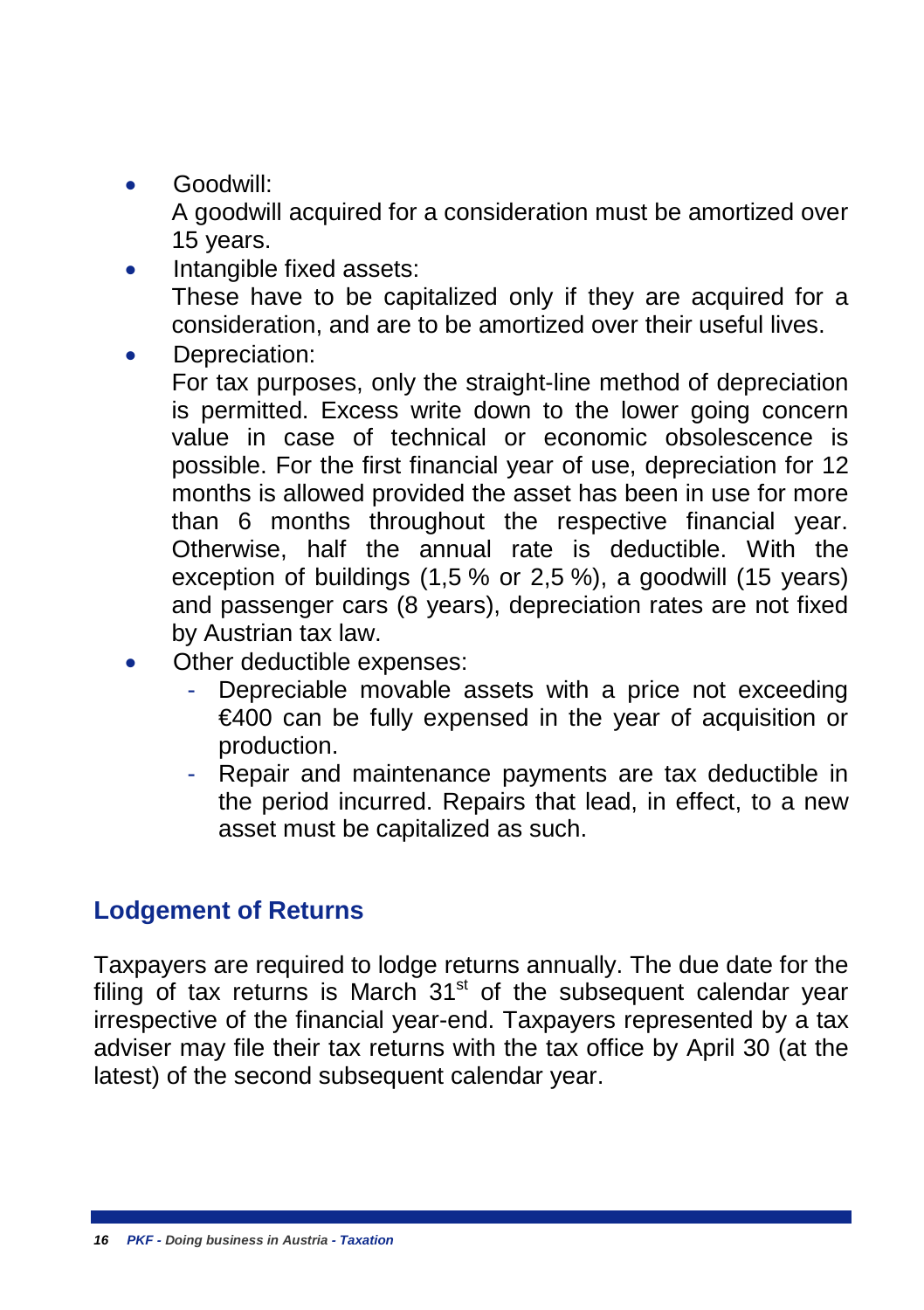- Goodwill:
  A goodwill acquired for a consideration must be amortized over 15 years.
- Intangible fixed assets:
  These have to be capitalized only if they are acquired for a consideration, and are to be amortized over their useful lives.
- Depreciation:
  For tax purposes, only the straight-line method of depreciation is permitted. Excess write down to the lower going concern value in case of technical or economic obsolescence is possible. For the first financial year of use, depreciation for 12 months is allowed provided the asset has been in use for more than 6 months throughout the respective financial year. Otherwise, half the annual rate is deductible. With the exception of buildings (1,5 % or 2,5 %), a goodwill (15 years) and passenger cars (8 years), depreciation rates are not fixed by Austrian tax law.
- Other deductible expenses:
  - Depreciable movable assets with a price not exceeding €400 can be fully expensed in the year of acquisition or production.
  - Repair and maintenance payments are tax deductible in the period incurred. Repairs that lead, in effect, to a new asset must be capitalized as such.

## Lodgement of Returns

Taxpayers are required to lodge returns annually. The due date for the filing of tax returns is March 31st of the subsequent calendar year irrespective of the financial year-end. Taxpayers represented by a tax adviser may file their tax returns with the tax office by April 30 (at the latest) of the second subsequent calendar year.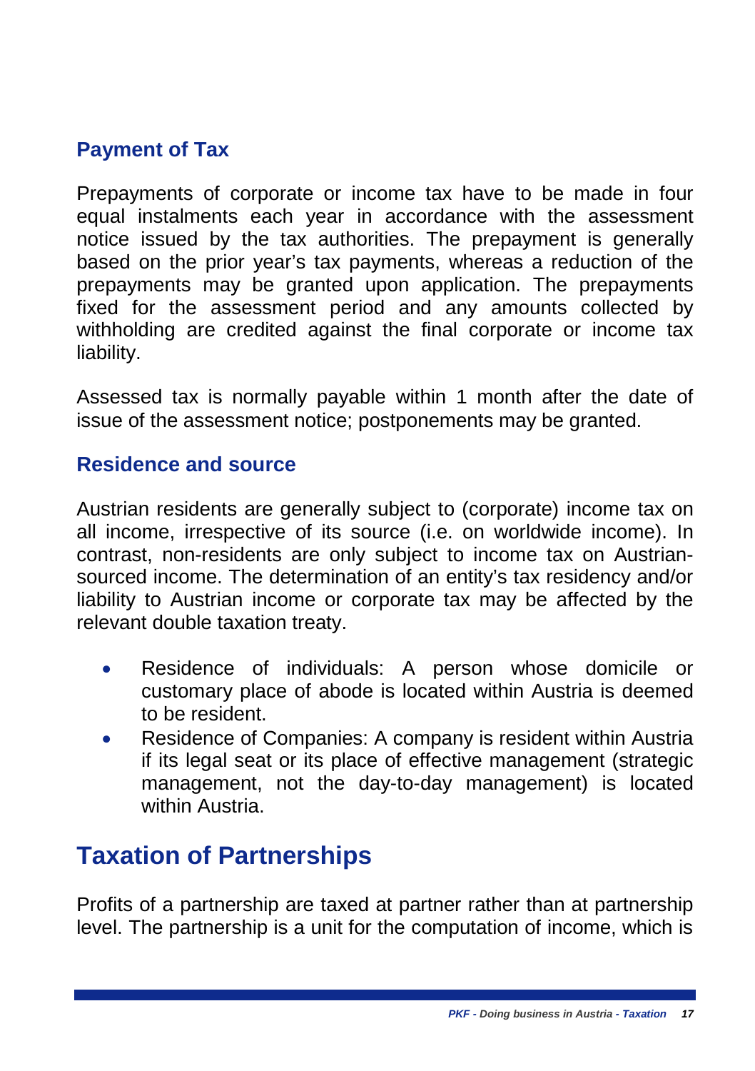### Payment of Tax

Prepayments of corporate or income tax have to be made in four equal instalments each year in accordance with the assessment notice issued by the tax authorities. The prepayment is generally based on the prior year's tax payments, whereas a reduction of the prepayments may be granted upon application. The prepayments fixed for the assessment period and any amounts collected by withholding are credited against the final corporate or income tax liability.

Assessed tax is normally payable within 1 month after the date of issue of the assessment notice; postponements may be granted.

### Residence and source

Austrian residents are generally subject to (corporate) income tax on all income, irrespective of its source (i.e. on worldwide income). In contrast, non-residents are only subject to income tax on Austrian-sourced income. The determination of an entity's tax residency and/or liability to Austrian income or corporate tax may be affected by the relevant double taxation treaty.

- Residence of individuals: A person whose domicile or customary place of abode is located within Austria is deemed to be resident.
- Residence of Companies: A company is resident within Austria if its legal seat or its place of effective management (strategic management, not the day-to-day management) is located within Austria.

## Taxation of Partnerships

Profits of a partnership are taxed at partner rather than at partnership level. The partnership is a unit for the computation of income, which is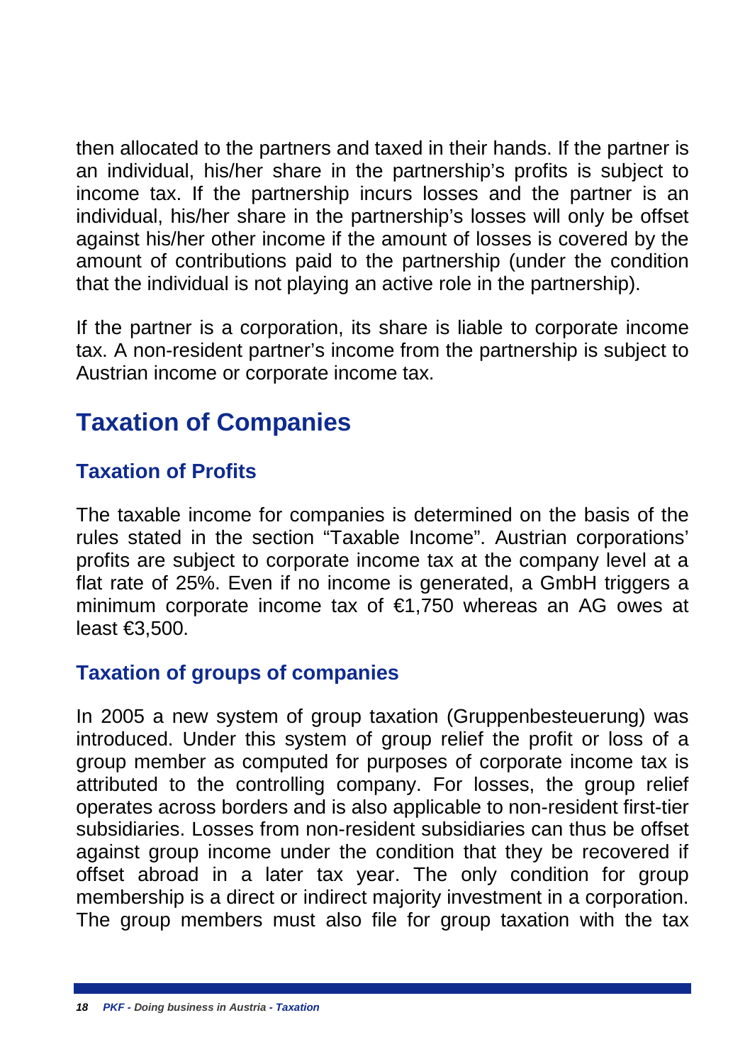then allocated to the partners and taxed in their hands. If the partner is an individual, his/her share in the partnership's profits is subject to income tax. If the partnership incurs losses and the partner is an individual, his/her share in the partnership's losses will only be offset against his/her other income if the amount of losses is covered by the amount of contributions paid to the partnership (under the condition that the individual is not playing an active role in the partnership).

If the partner is a corporation, its share is liable to corporate income tax. A non-resident partner's income from the partnership is subject to Austrian income or corporate income tax.

# Taxation of Companies

## Taxation of Profits

The taxable income for companies is determined on the basis of the rules stated in the section "Taxable Income". Austrian corporations' profits are subject to corporate income tax at the company level at a flat rate of 25%. Even if no income is generated, a GmbH triggers a minimum corporate income tax of €1,750 whereas an AG owes at least €3,500.

## Taxation of groups of companies

In 2005 a new system of group taxation (Gruppenbesteuerung) was introduced. Under this system of group relief the profit or loss of a group member as computed for purposes of corporate income tax is attributed to the controlling company. For losses, the group relief operates across borders and is also applicable to non-resident first-tier subsidiaries. Losses from non-resident subsidiaries can thus be offset against group income under the condition that they be recovered if offset abroad in a later tax year. The only condition for group membership is a direct or indirect majority investment in a corporation. The group members must also file for group taxation with the tax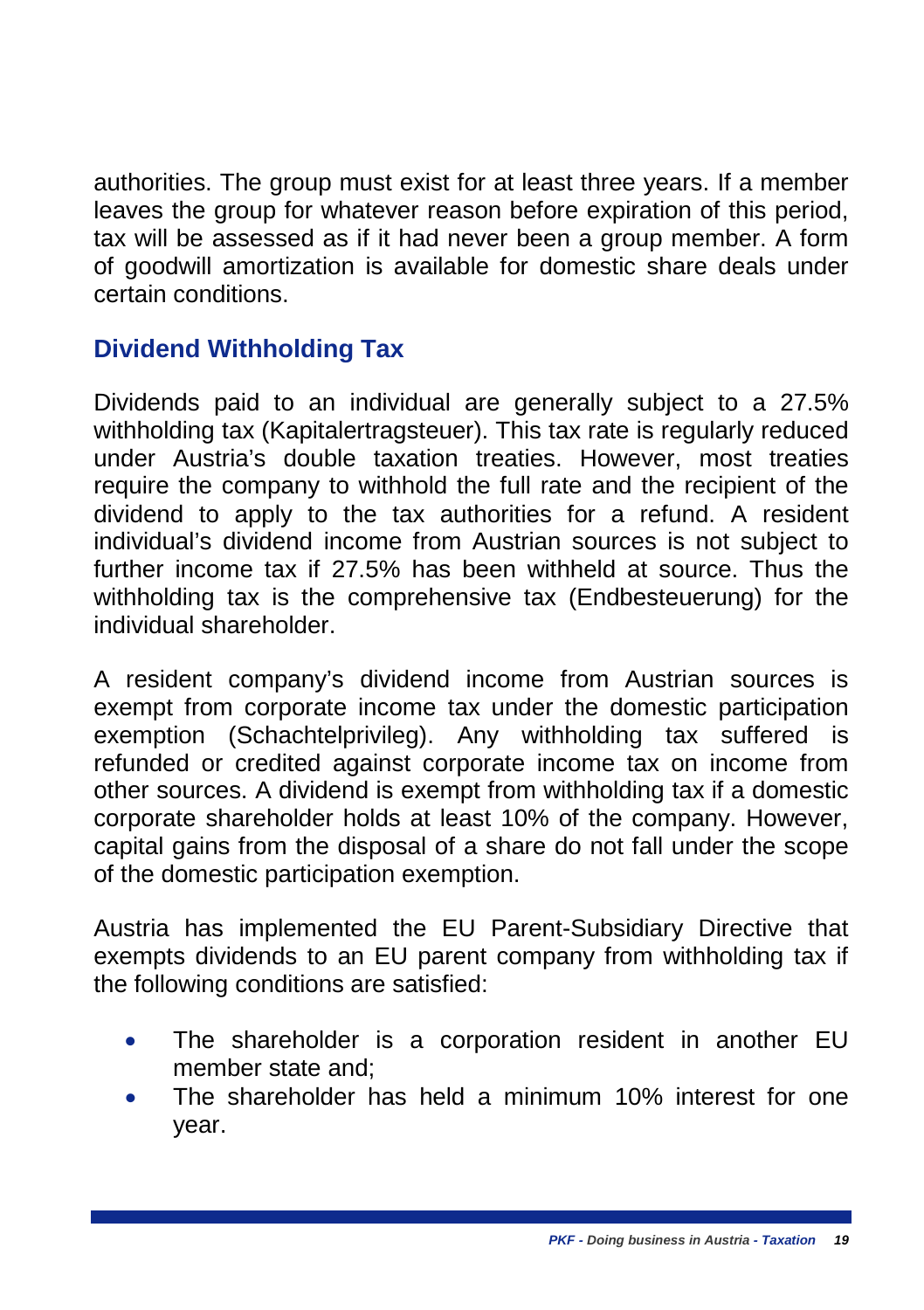authorities. The group must exist for at least three years. If a member leaves the group for whatever reason before expiration of this period, tax will be assessed as if it had never been a group member. A form of goodwill amortization is available for domestic share deals under certain conditions.

## Dividend Withholding Tax

Dividends paid to an individual are generally subject to a 27.5% withholding tax (Kapitalertragsteuer). This tax rate is regularly reduced under Austria's double taxation treaties. However, most treaties require the company to withhold the full rate and the recipient of the dividend to apply to the tax authorities for a refund. A resident individual's dividend income from Austrian sources is not subject to further income tax if 27.5% has been withheld at source. Thus the withholding tax is the comprehensive tax (Endbesteuerung) for the individual shareholder.

A resident company's dividend income from Austrian sources is exempt from corporate income tax under the domestic participation exemption (Schachtelprivileg). Any withholding tax suffered is refunded or credited against corporate income tax on income from other sources. A dividend is exempt from withholding tax if a domestic corporate shareholder holds at least 10% of the company. However, capital gains from the disposal of a share do not fall under the scope of the domestic participation exemption.

Austria has implemented the EU Parent-Subsidiary Directive that exempts dividends to an EU parent company from withholding tax if the following conditions are satisfied:

- The shareholder is a corporation resident in another EU member state and;
- The shareholder has held a minimum 10% interest for one year.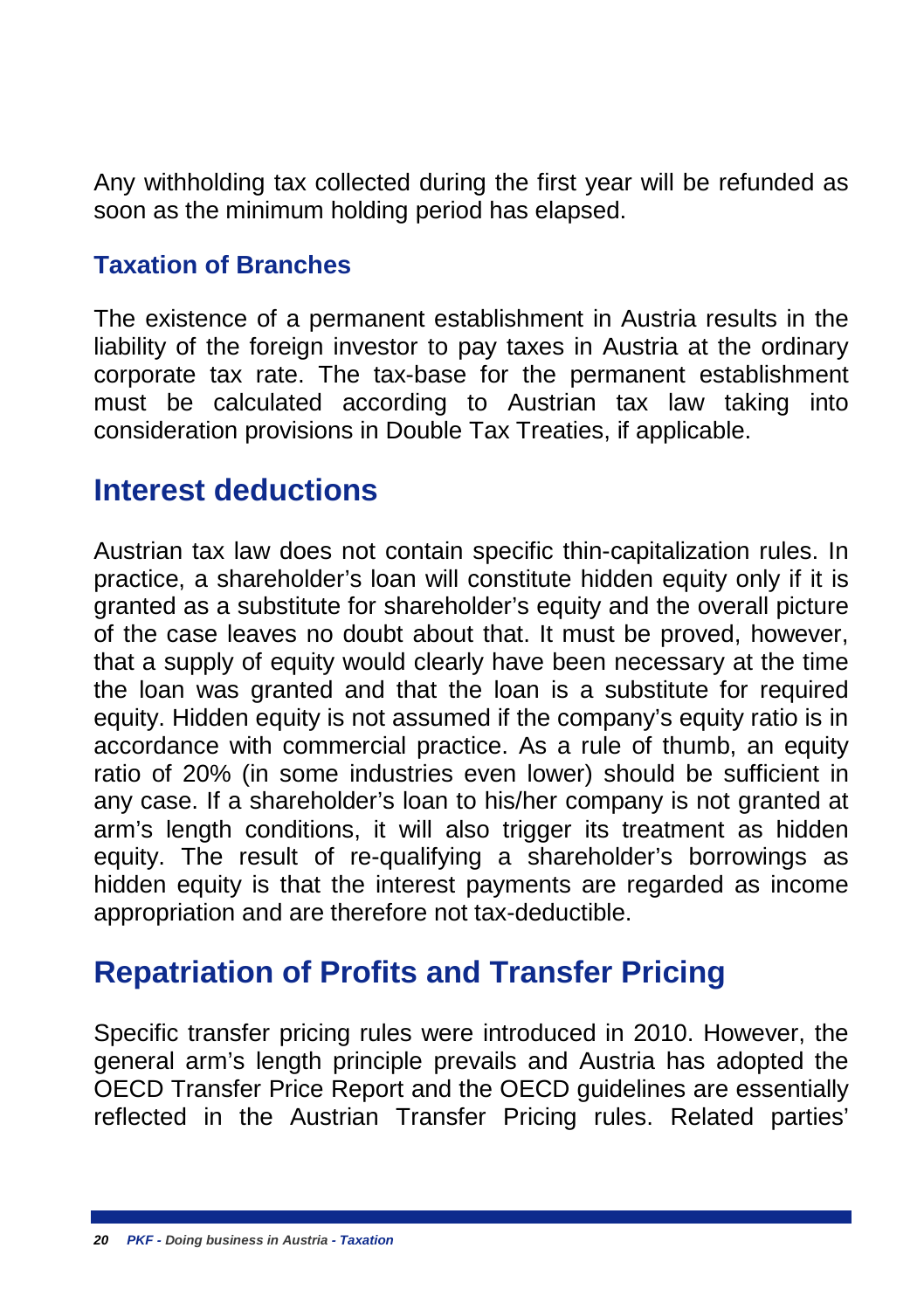Any withholding tax collected during the first year will be refunded as soon as the minimum holding period has elapsed.

### Taxation of Branches

The existence of a permanent establishment in Austria results in the liability of the foreign investor to pay taxes in Austria at the ordinary corporate tax rate. The tax-base for the permanent establishment must be calculated according to Austrian tax law taking into consideration provisions in Double Tax Treaties, if applicable.

## Interest deductions

Austrian tax law does not contain specific thin-capitalization rules. In practice, a shareholder's loan will constitute hidden equity only if it is granted as a substitute for shareholder's equity and the overall picture of the case leaves no doubt about that. It must be proved, however, that a supply of equity would clearly have been necessary at the time the loan was granted and that the loan is a substitute for required equity. Hidden equity is not assumed if the company's equity ratio is in accordance with commercial practice. As a rule of thumb, an equity ratio of 20% (in some industries even lower) should be sufficient in any case. If a shareholder's loan to his/her company is not granted at arm's length conditions, it will also trigger its treatment as hidden equity. The result of re-qualifying a shareholder's borrowings as hidden equity is that the interest payments are regarded as income appropriation and are therefore not tax-deductible.

## Repatriation of Profits and Transfer Pricing

Specific transfer pricing rules were introduced in 2010. However, the general arm's length principle prevails and Austria has adopted the OECD Transfer Price Report and the OECD guidelines are essentially reflected in the Austrian Transfer Pricing rules. Related parties'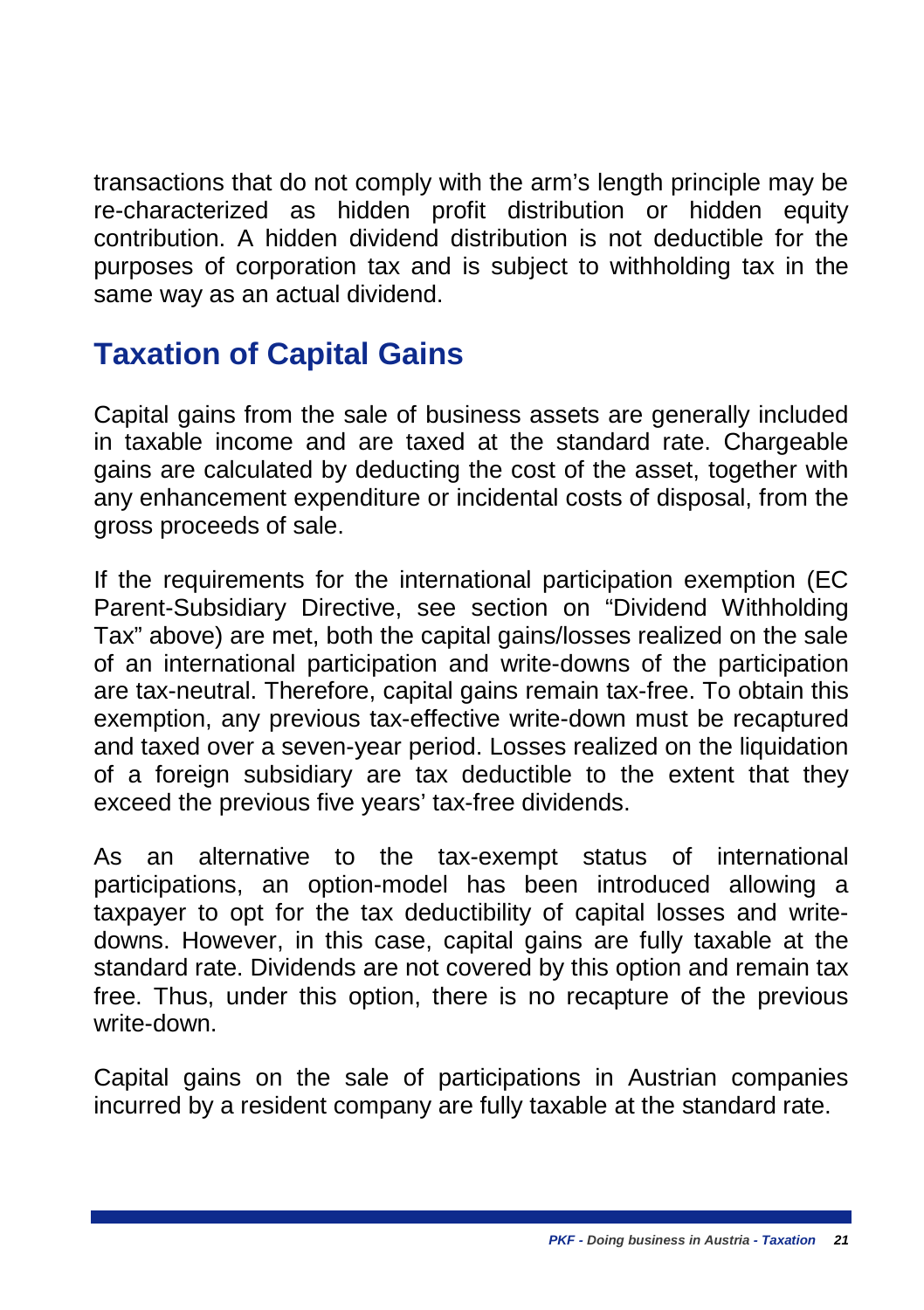transactions that do not comply with the arm's length principle may be re-characterized as hidden profit distribution or hidden equity contribution. A hidden dividend distribution is not deductible for the purposes of corporation tax and is subject to withholding tax in the same way as an actual dividend.

## Taxation of Capital Gains

Capital gains from the sale of business assets are generally included in taxable income and are taxed at the standard rate. Chargeable gains are calculated by deducting the cost of the asset, together with any enhancement expenditure or incidental costs of disposal, from the gross proceeds of sale.

If the requirements for the international participation exemption (EC Parent-Subsidiary Directive, see section on "Dividend Withholding Tax" above) are met, both the capital gains/losses realized on the sale of an international participation and write-downs of the participation are tax-neutral. Therefore, capital gains remain tax-free. To obtain this exemption, any previous tax-effective write-down must be recaptured and taxed over a seven-year period. Losses realized on the liquidation of a foreign subsidiary are tax deductible to the extent that they exceed the previous five years' tax-free dividends.

As an alternative to the tax-exempt status of international participations, an option-model has been introduced allowing a taxpayer to opt for the tax deductibility of capital losses and write-downs. However, in this case, capital gains are fully taxable at the standard rate. Dividends are not covered by this option and remain tax free. Thus, under this option, there is no recapture of the previous write-down.

Capital gains on the sale of participations in Austrian companies incurred by a resident company are fully taxable at the standard rate.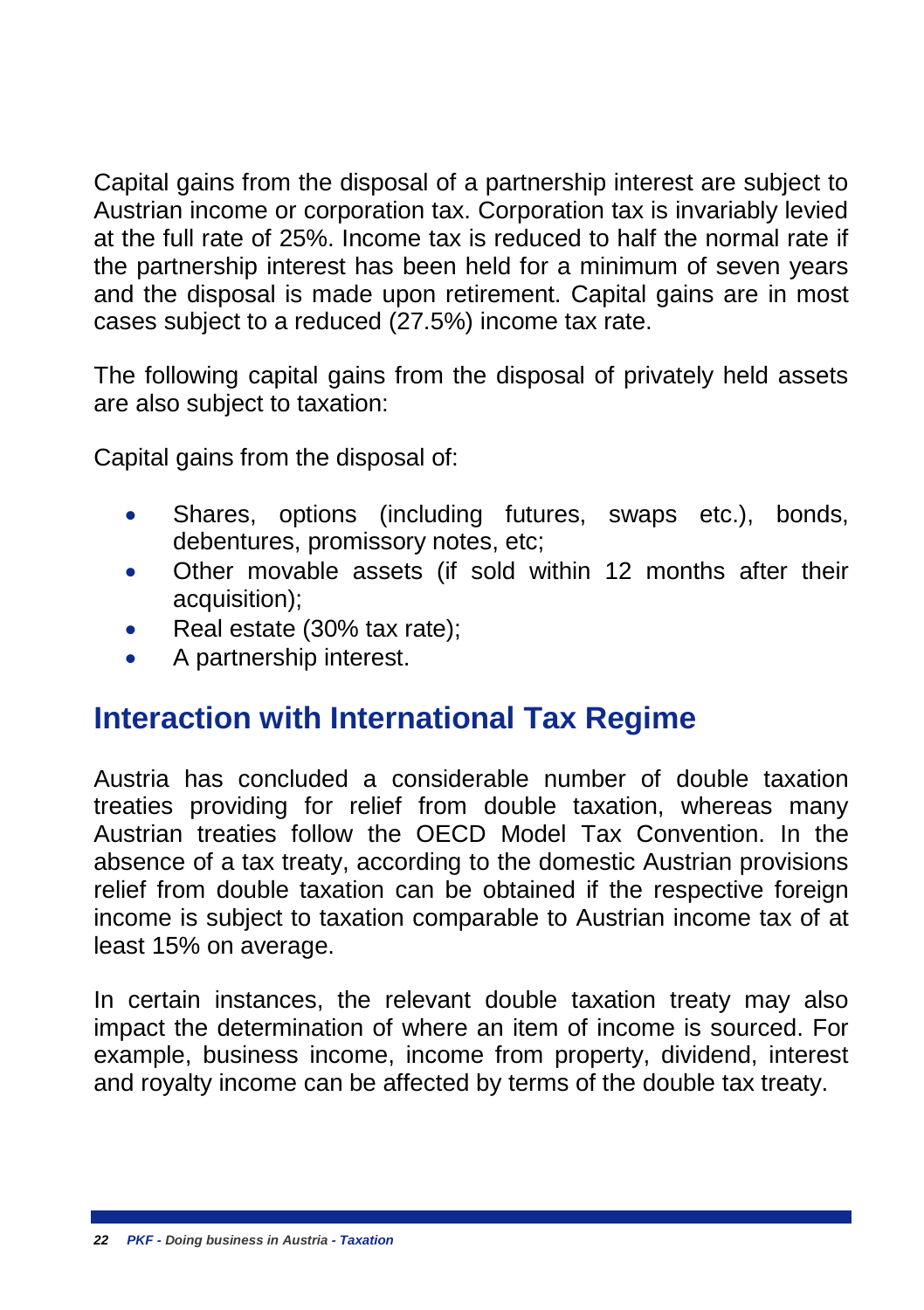Capital gains from the disposal of a partnership interest are subject to Austrian income or corporation tax. Corporation tax is invariably levied at the full rate of 25%. Income tax is reduced to half the normal rate if the partnership interest has been held for a minimum of seven years and the disposal is made upon retirement. Capital gains are in most cases subject to a reduced (27.5%) income tax rate.

The following capital gains from the disposal of privately held assets are also subject to taxation:

Capital gains from the disposal of:

- Shares, options (including futures, swaps etc.), bonds, debentures, promissory notes, etc;
- Other movable assets (if sold within 12 months after their acquisition);
- Real estate (30% tax rate);
- A partnership interest.

## Interaction with International Tax Regime

Austria has concluded a considerable number of double taxation treaties providing for relief from double taxation, whereas many Austrian treaties follow the OECD Model Tax Convention. In the absence of a tax treaty, according to the domestic Austrian provisions relief from double taxation can be obtained if the respective foreign income is subject to taxation comparable to Austrian income tax of at least 15% on average.

In certain instances, the relevant double taxation treaty may also impact the determination of where an item of income is sourced. For example, business income, income from property, dividend, interest and royalty income can be affected by terms of the double tax treaty.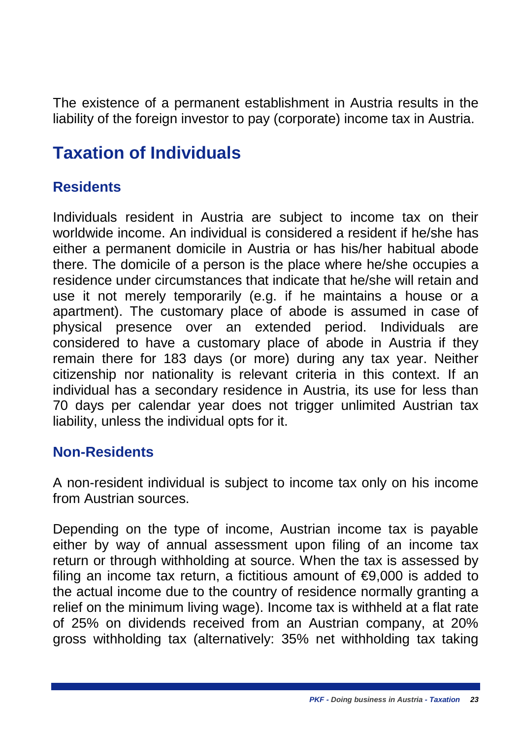The existence of a permanent establishment in Austria results in the liability of the foreign investor to pay (corporate) income tax in Austria.

# Taxation of Individuals

## Residents

Individuals resident in Austria are subject to income tax on their worldwide income. An individual is considered a resident if he/she has either a permanent domicile in Austria or has his/her habitual abode there. The domicile of a person is the place where he/she occupies a residence under circumstances that indicate that he/she will retain and use it not merely temporarily (e.g. if he maintains a house or a apartment). The customary place of abode is assumed in case of physical presence over an extended period. Individuals are considered to have a customary place of abode in Austria if they remain there for 183 days (or more) during any tax year. Neither citizenship nor nationality is relevant criteria in this context. If an individual has a secondary residence in Austria, its use for less than 70 days per calendar year does not trigger unlimited Austrian tax liability, unless the individual opts for it.

## Non-Residents

A non-resident individual is subject to income tax only on his income from Austrian sources.

Depending on the type of income, Austrian income tax is payable either by way of annual assessment upon filing of an income tax return or through withholding at source. When the tax is assessed by filing an income tax return, a fictitious amount of €9,000 is added to the actual income due to the country of residence normally granting a relief on the minimum living wage). Income tax is withheld at a flat rate of 25% on dividends received from an Austrian company, at 20% gross withholding tax (alternatively: 35% net withholding tax taking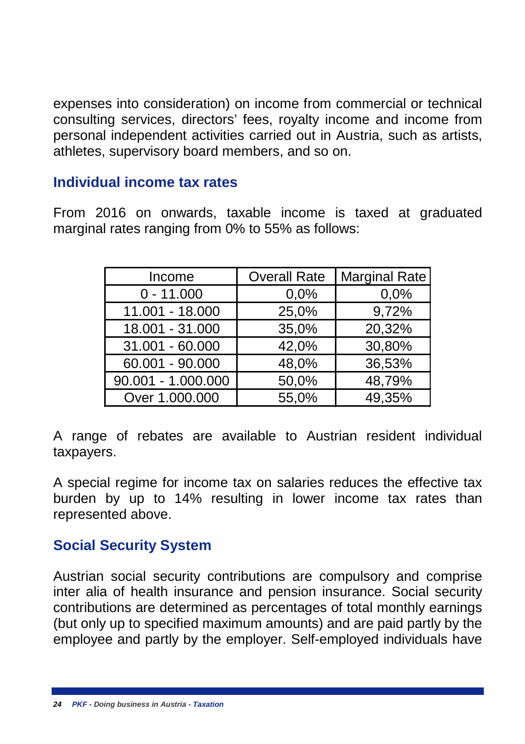expenses into consideration) on income from commercial or technical consulting services, directors' fees, royalty income and income from personal independent activities carried out in Austria, such as artists, athletes, supervisory board members, and so on.

## Individual income tax rates

From 2016 on onwards, taxable income is taxed at graduated marginal rates ranging from 0% to 55% as follows:

| Income | Overall Rate | Marginal Rate |
|---|---|---|
| 0 - 11.000 | 0,0% | 0,0% |
| 11.001 - 18.000 | 25,0% | 9,72% |
| 18.001 - 31.000 | 35,0% | 20,32% |
| 31.001 - 60.000 | 42,0% | 30,80% |
| 60.001 - 90.000 | 48,0% | 36,53% |
| 90.001 - 1.000.000 | 50,0% | 48,79% |
| Over 1.000.000 | 55,0% | 49,35% |

A range of rebates are available to Austrian resident individual taxpayers.

A special regime for income tax on salaries reduces the effective tax burden by up to 14% resulting in lower income tax rates than represented above.

## Social Security System

Austrian social security contributions are compulsory and comprise inter alia of health insurance and pension insurance. Social security contributions are determined as percentages of total monthly earnings (but only up to specified maximum amounts) and are paid partly by the employee and partly by the employer. Self-employed individuals have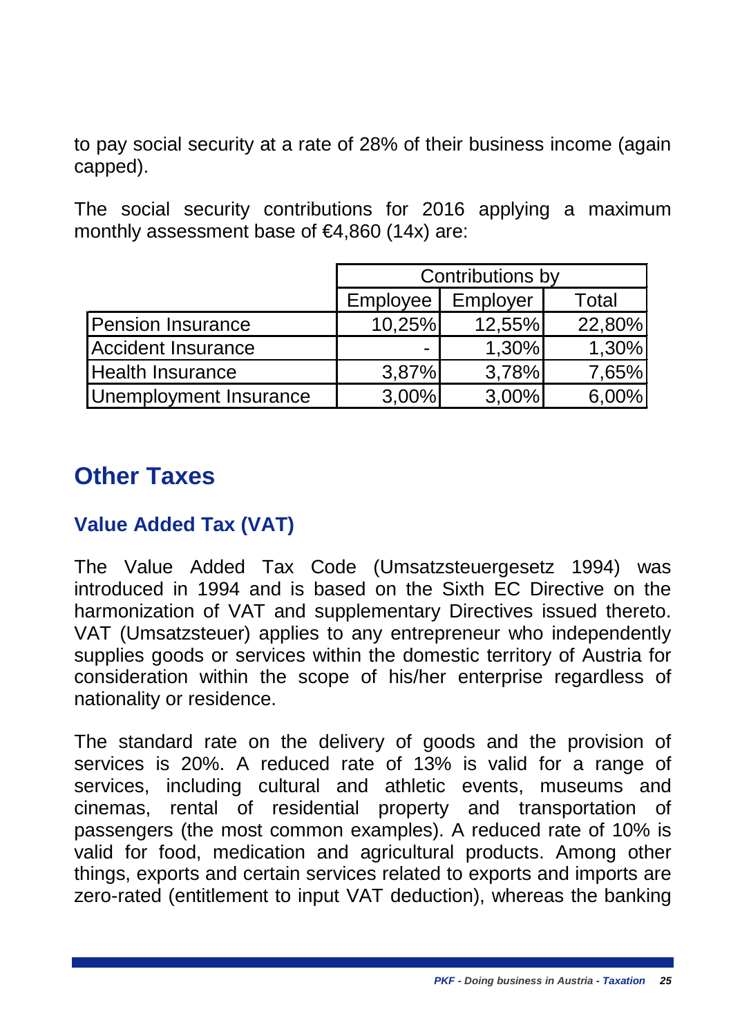to pay social security at a rate of 28% of their business income (again capped).

The social security contributions for 2016 applying a maximum monthly assessment base of €4,860 (14x) are:

| | Contributions by | | |
|---|---|---|---|
| | Employee | Employer | Total |
| Pension Insurance | 10,25% | 12,55% | 22,80% |
| Accident Insurance | - | 1,30% | 1,30% |
| Health Insurance | 3,87% | 3,78% | 7,65% |
| Unemployment Insurance | 3,00% | 3,00% | 6,00% |

# Other Taxes

## Value Added Tax (VAT)

The Value Added Tax Code (Umsatzsteuergesetz 1994) was introduced in 1994 and is based on the Sixth EC Directive on the harmonization of VAT and supplementary Directives issued thereto. VAT (Umsatzsteuer) applies to any entrepreneur who independently supplies goods or services within the domestic territory of Austria for consideration within the scope of his/her enterprise regardless of nationality or residence.

The standard rate on the delivery of goods and the provision of services is 20%. A reduced rate of 13% is valid for a range of services, including cultural and athletic events, museums and cinemas, rental of residential property and transportation of passengers (the most common examples). A reduced rate of 10% is valid for food, medication and agricultural products. Among other things, exports and certain services related to exports and imports are zero-rated (entitlement to input VAT deduction), whereas the banking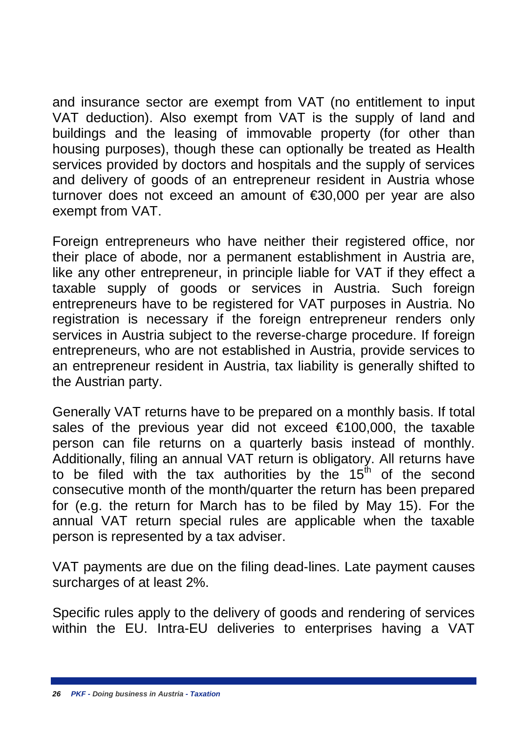and insurance sector are exempt from VAT (no entitlement to input VAT deduction). Also exempt from VAT is the supply of land and buildings and the leasing of immovable property (for other than housing purposes), though these can optionally be treated as Health services provided by doctors and hospitals and the supply of services and delivery of goods of an entrepreneur resident in Austria whose turnover does not exceed an amount of €30,000 per year are also exempt from VAT.

Foreign entrepreneurs who have neither their registered office, nor their place of abode, nor a permanent establishment in Austria are, like any other entrepreneur, in principle liable for VAT if they effect a taxable supply of goods or services in Austria. Such foreign entrepreneurs have to be registered for VAT purposes in Austria. No registration is necessary if the foreign entrepreneur renders only services in Austria subject to the reverse-charge procedure. If foreign entrepreneurs, who are not established in Austria, provide services to an entrepreneur resident in Austria, tax liability is generally shifted to the Austrian party.

Generally VAT returns have to be prepared on a monthly basis. If total sales of the previous year did not exceed €100,000, the taxable person can file returns on a quarterly basis instead of monthly. Additionally, filing an annual VAT return is obligatory. All returns have to be filed with the tax authorities by the 15th of the second consecutive month of the month/quarter the return has been prepared for (e.g. the return for March has to be filed by May 15). For the annual VAT return special rules are applicable when the taxable person is represented by a tax adviser.

VAT payments are due on the filing dead-lines. Late payment causes surcharges of at least 2%.

Specific rules apply to the delivery of goods and rendering of services within the EU. Intra-EU deliveries to enterprises having a VAT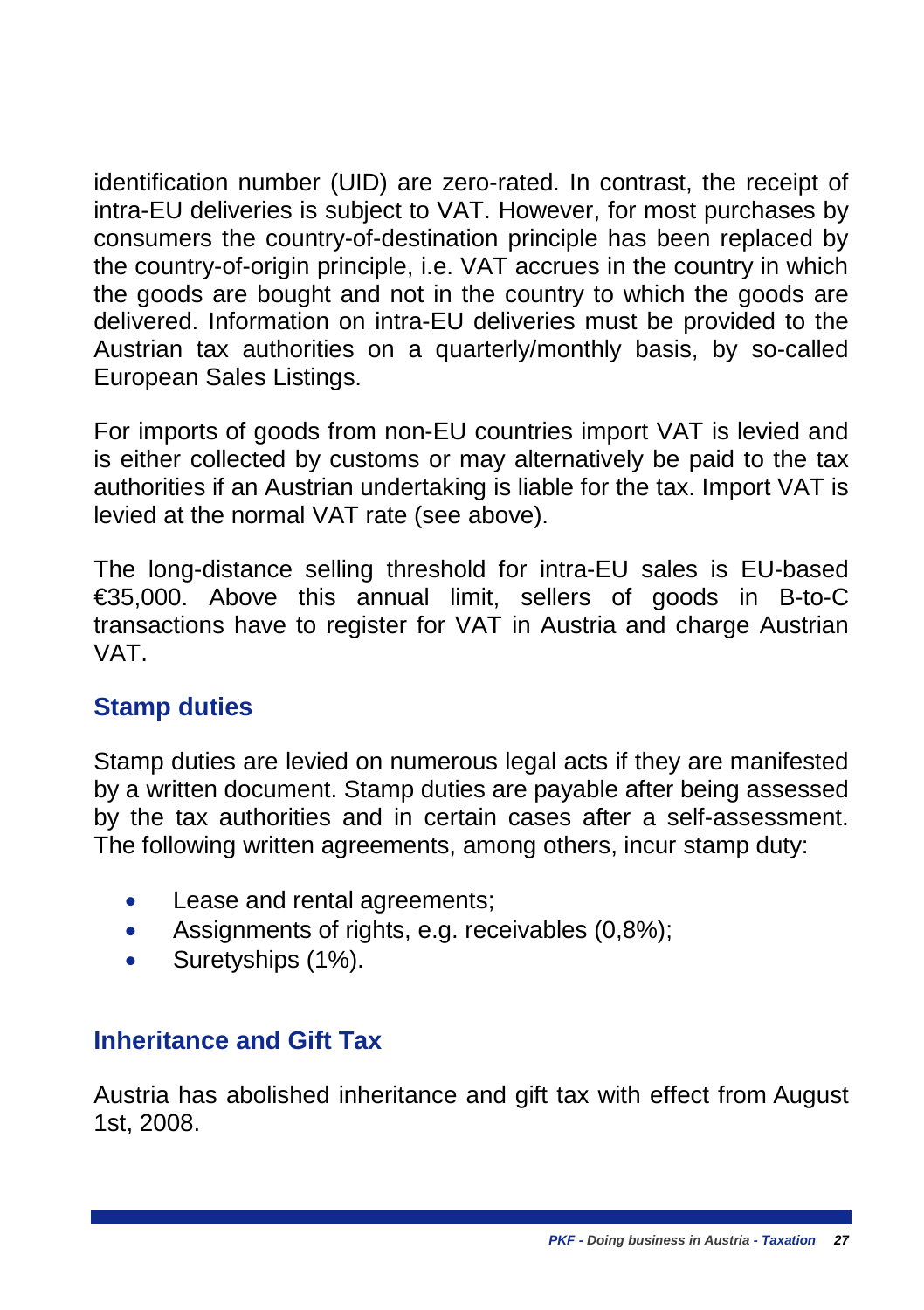identification number (UID) are zero-rated. In contrast, the receipt of intra-EU deliveries is subject to VAT. However, for most purchases by consumers the country-of-destination principle has been replaced by the country-of-origin principle, i.e. VAT accrues in the country in which the goods are bought and not in the country to which the goods are delivered. Information on intra-EU deliveries must be provided to the Austrian tax authorities on a quarterly/monthly basis, by so-called European Sales Listings.

For imports of goods from non-EU countries import VAT is levied and is either collected by customs or may alternatively be paid to the tax authorities if an Austrian undertaking is liable for the tax. Import VAT is levied at the normal VAT rate (see above).

The long-distance selling threshold for intra-EU sales is EU-based €35,000. Above this annual limit, sellers of goods in B-to-C transactions have to register for VAT in Austria and charge Austrian VAT.

## Stamp duties

Stamp duties are levied on numerous legal acts if they are manifested by a written document. Stamp duties are payable after being assessed by the tax authorities and in certain cases after a self-assessment. The following written agreements, among others, incur stamp duty:

- Lease and rental agreements;
- Assignments of rights, e.g. receivables (0,8%);
- Suretyships (1%).

## Inheritance and Gift Tax

Austria has abolished inheritance and gift tax with effect from August 1st, 2008.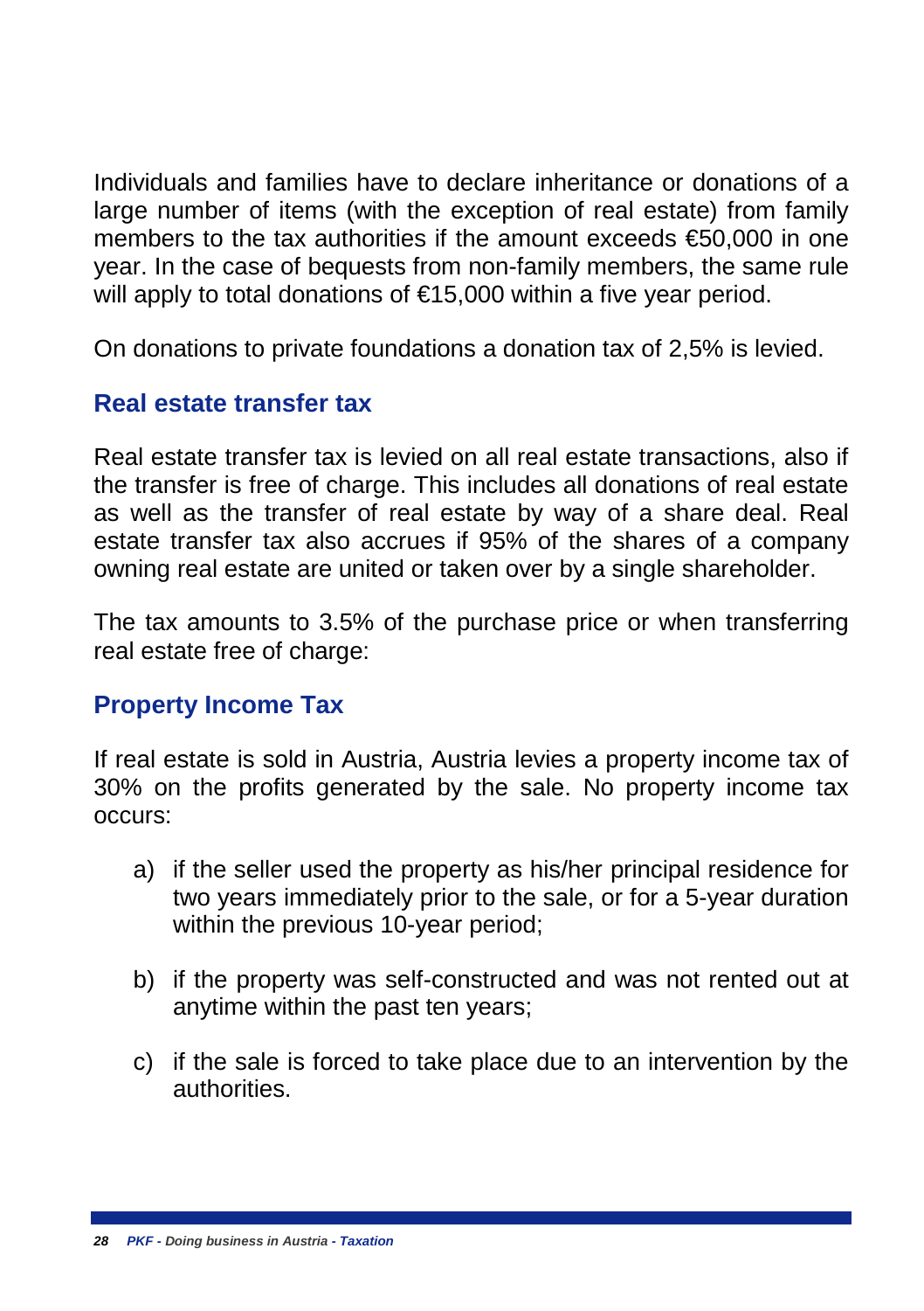Individuals and families have to declare inheritance or donations of a large number of items (with the exception of real estate) from family members to the tax authorities if the amount exceeds €50,000 in one year. In the case of bequests from non-family members, the same rule will apply to total donations of €15,000 within a five year period.

On donations to private foundations a donation tax of 2,5% is levied.

## Real estate transfer tax

Real estate transfer tax is levied on all real estate transactions, also if the transfer is free of charge. This includes all donations of real estate as well as the transfer of real estate by way of a share deal. Real estate transfer tax also accrues if 95% of the shares of a company owning real estate are united or taken over by a single shareholder.

The tax amounts to 3.5% of the purchase price or when transferring real estate free of charge:

## Property Income Tax

If real estate is sold in Austria, Austria levies a property income tax of 30% on the profits generated by the sale. No property income tax occurs:

a) if the seller used the property as his/her principal residence for two years immediately prior to the sale, or for a 5-year duration within the previous 10-year period;

b) if the property was self-constructed and was not rented out at anytime within the past ten years;

c) if the sale is forced to take place due to an intervention by the authorities.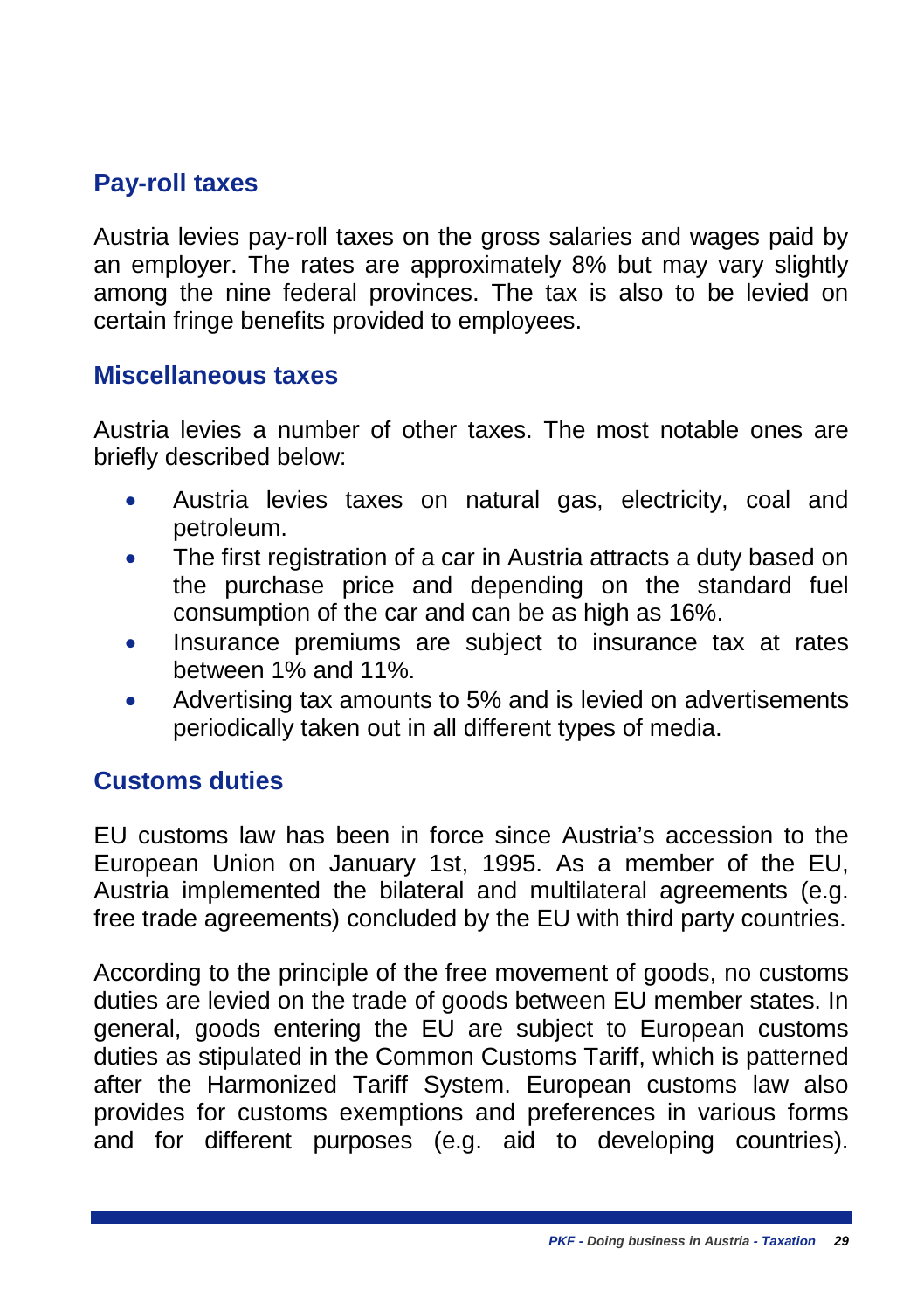## Pay-roll taxes

Austria levies pay-roll taxes on the gross salaries and wages paid by an employer. The rates are approximately 8% but may vary slightly among the nine federal provinces. The tax is also to be levied on certain fringe benefits provided to employees.

## Miscellaneous taxes

Austria levies a number of other taxes. The most notable ones are briefly described below:

- Austria levies taxes on natural gas, electricity, coal and petroleum.
- The first registration of a car in Austria attracts a duty based on the purchase price and depending on the standard fuel consumption of the car and can be as high as 16%.
- Insurance premiums are subject to insurance tax at rates between 1% and 11%.
- Advertising tax amounts to 5% and is levied on advertisements periodically taken out in all different types of media.

## Customs duties

EU customs law has been in force since Austria's accession to the European Union on January 1st, 1995. As a member of the EU, Austria implemented the bilateral and multilateral agreements (e.g. free trade agreements) concluded by the EU with third party countries.

According to the principle of the free movement of goods, no customs duties are levied on the trade of goods between EU member states. In general, goods entering the EU are subject to European customs duties as stipulated in the Common Customs Tariff, which is patterned after the Harmonized Tariff System. European customs law also provides for customs exemptions and preferences in various forms and for different purposes (e.g. aid to developing countries).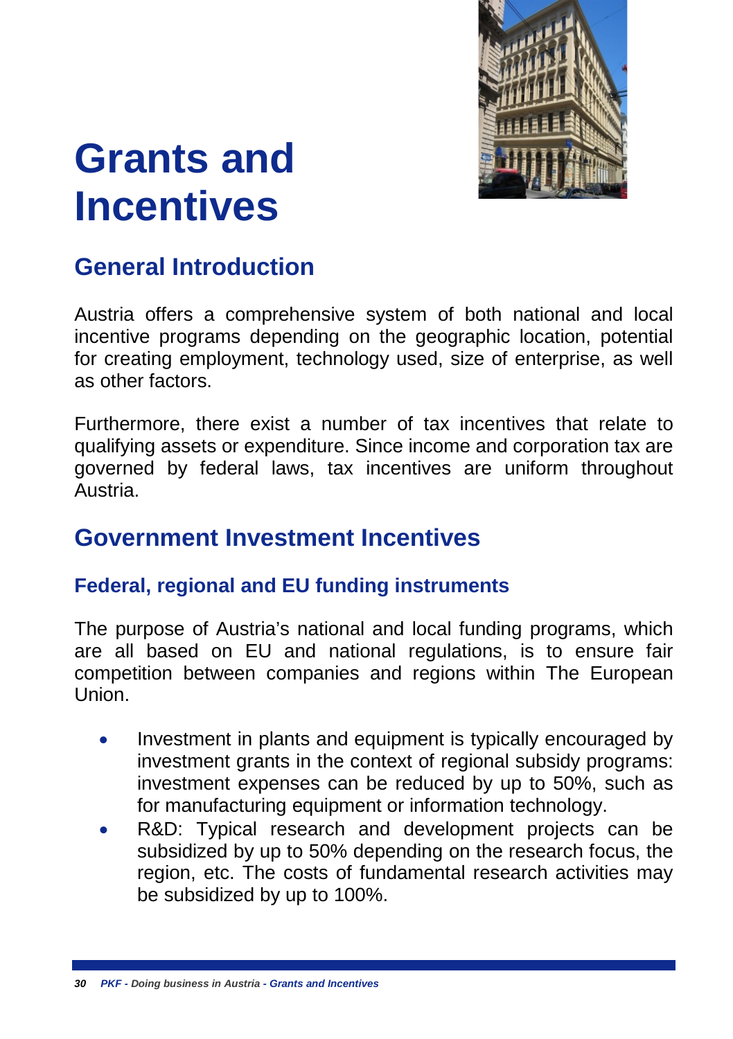# Grants and Incentives

## General Introduction

Austria offers a comprehensive system of both national and local incentive programs depending on the geographic location, potential for creating employment, technology used, size of enterprise, as well as other factors.

Furthermore, there exist a number of tax incentives that relate to qualifying assets or expenditure. Since income and corporation tax are governed by federal laws, tax incentives are uniform throughout Austria.

## Government Investment Incentives

### Federal, regional and EU funding instruments

The purpose of Austria's national and local funding programs, which are all based on EU and national regulations, is to ensure fair competition between companies and regions within The European Union.

- Investment in plants and equipment is typically encouraged by investment grants in the context of regional subsidy programs: investment expenses can be reduced by up to 50%, such as for manufacturing equipment or information technology.
- R&D: Typical research and development projects can be subsidized by up to 50% depending on the research focus, the region, etc. The costs of fundamental research activities may be subsidized by up to 100%.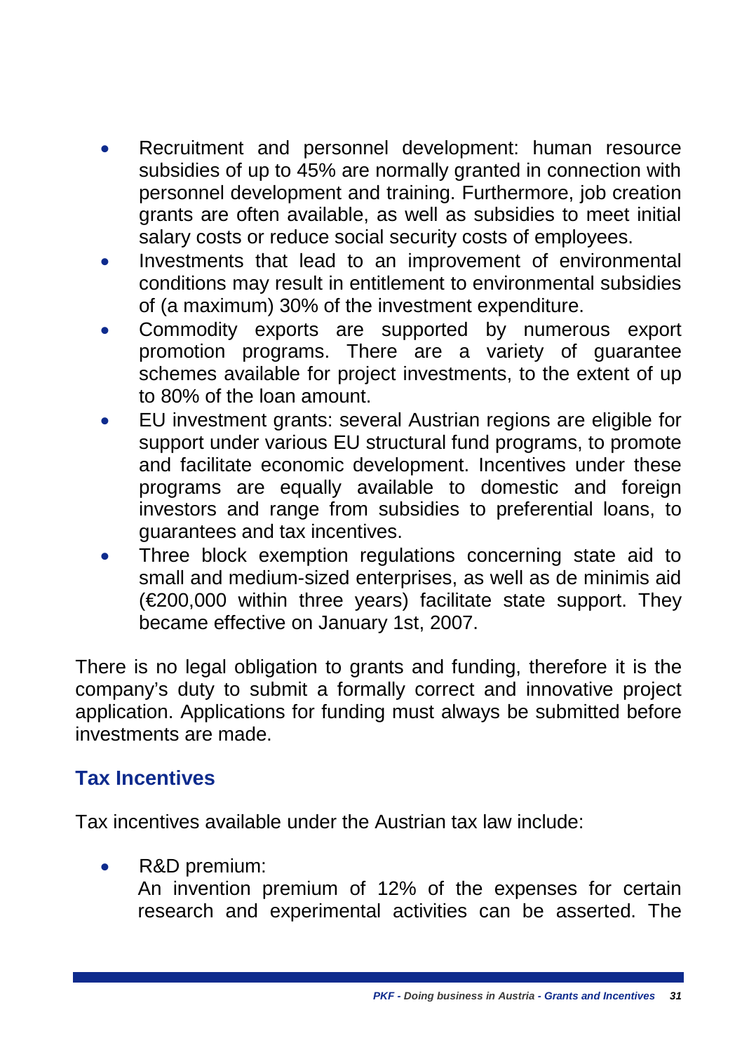- Recruitment and personnel development: human resource subsidies of up to 45% are normally granted in connection with personnel development and training. Furthermore, job creation grants are often available, as well as subsidies to meet initial salary costs or reduce social security costs of employees.
- Investments that lead to an improvement of environmental conditions may result in entitlement to environmental subsidies of (a maximum) 30% of the investment expenditure.
- Commodity exports are supported by numerous export promotion programs. There are a variety of guarantee schemes available for project investments, to the extent of up to 80% of the loan amount.
- EU investment grants: several Austrian regions are eligible for support under various EU structural fund programs, to promote and facilitate economic development. Incentives under these programs are equally available to domestic and foreign investors and range from subsidies to preferential loans, to guarantees and tax incentives.
- Three block exemption regulations concerning state aid to small and medium-sized enterprises, as well as de minimis aid (€200,000 within three years) facilitate state support. They became effective on January 1st, 2007.

There is no legal obligation to grants and funding, therefore it is the company's duty to submit a formally correct and innovative project application. Applications for funding must always be submitted before investments are made.

## Tax Incentives

Tax incentives available under the Austrian tax law include:

- R&D premium:
  An invention premium of 12% of the expenses for certain research and experimental activities can be asserted. The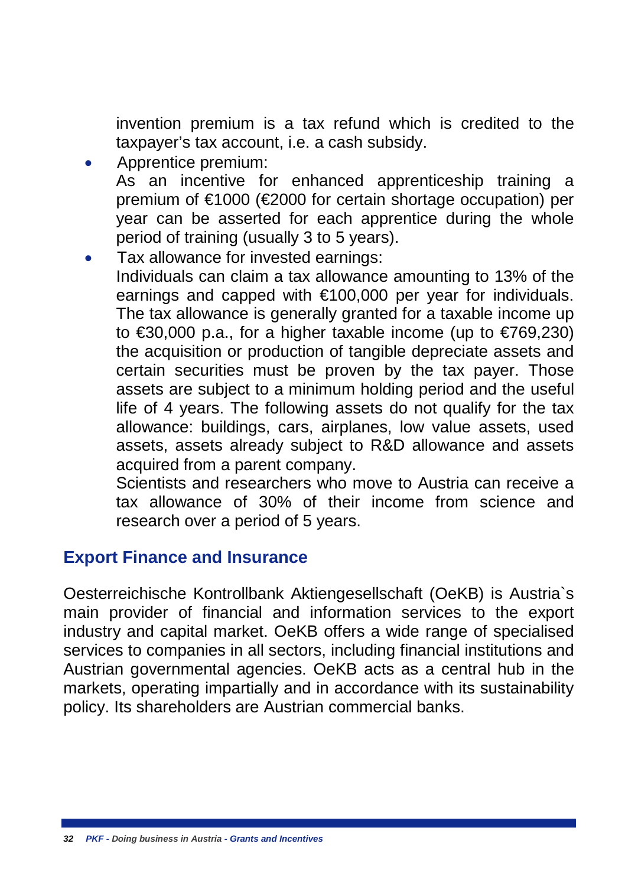invention premium is a tax refund which is credited to the taxpayer's tax account, i.e. a cash subsidy.

- Apprentice premium:
  As an incentive for enhanced apprenticeship training a premium of €1000 (€2000 for certain shortage occupation) per year can be asserted for each apprentice during the whole period of training (usually 3 to 5 years).
- Tax allowance for invested earnings:
  Individuals can claim a tax allowance amounting to 13% of the earnings and capped with €100,000 per year for individuals. The tax allowance is generally granted for a taxable income up to €30,000 p.a., for a higher taxable income (up to €769,230) the acquisition or production of tangible depreciate assets and certain securities must be proven by the tax payer. Those assets are subject to a minimum holding period and the useful life of 4 years. The following assets do not qualify for the tax allowance: buildings, cars, airplanes, low value assets, used assets, assets already subject to R&D allowance and assets acquired from a parent company.
  Scientists and researchers who move to Austria can receive a tax allowance of 30% of their income from science and research over a period of 5 years.

## Export Finance and Insurance

Oesterreichische Kontrollbank Aktiengesellschaft (OeKB) is Austria`s main provider of financial and information services to the export industry and capital market. OeKB offers a wide range of specialised services to companies in all sectors, including financial institutions and Austrian governmental agencies. OeKB acts as a central hub in the markets, operating impartially and in accordance with its sustainability policy. Its shareholders are Austrian commercial banks.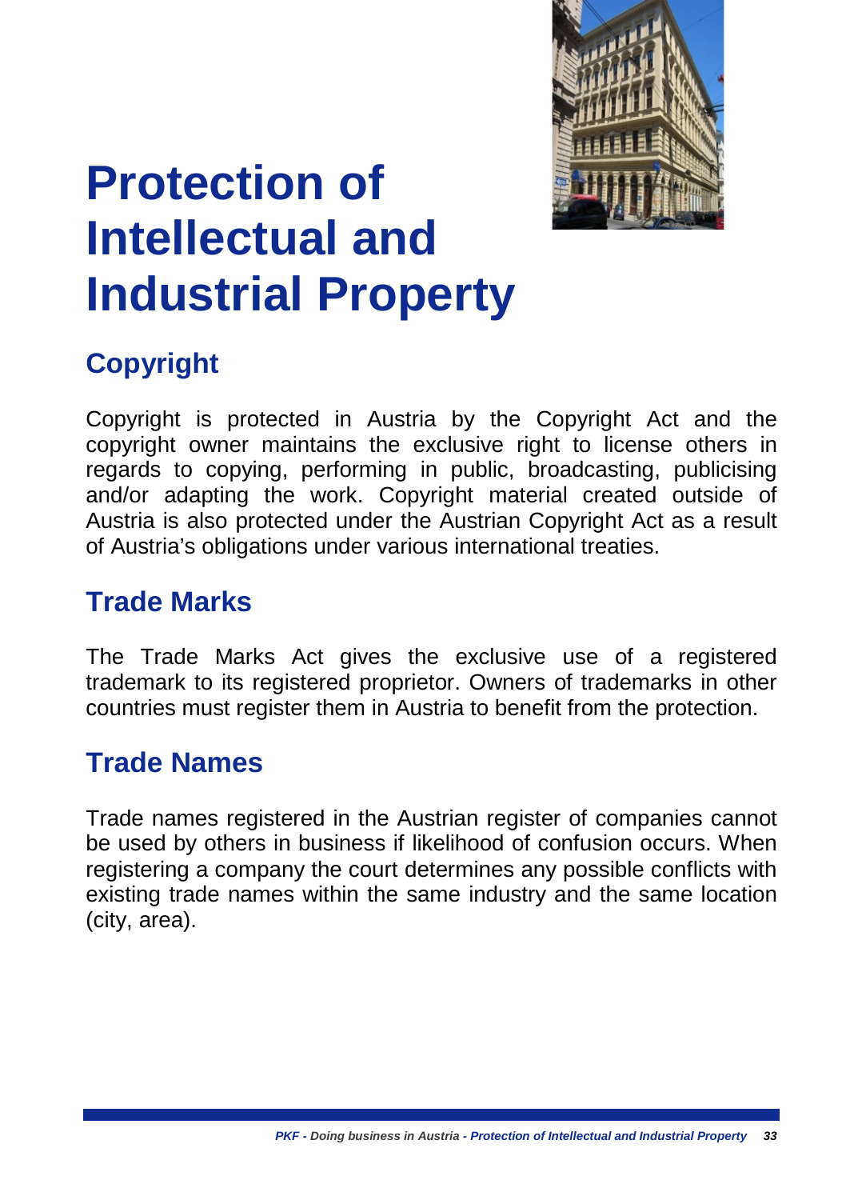# Protection of Intellectual and Industrial Property

## Copyright

Copyright is protected in Austria by the Copyright Act and the copyright owner maintains the exclusive right to license others in regards to copying, performing in public, broadcasting, publicising and/or adapting the work. Copyright material created outside of Austria is also protected under the Austrian Copyright Act as a result of Austria's obligations under various international treaties.

## Trade Marks

The Trade Marks Act gives the exclusive use of a registered trademark to its registered proprietor. Owners of trademarks in other countries must register them in Austria to benefit from the protection.

## Trade Names

Trade names registered in the Austrian register of companies cannot be used by others in business if likelihood of confusion occurs. When registering a company the court determines any possible conflicts with existing trade names within the same industry and the same location (city, area).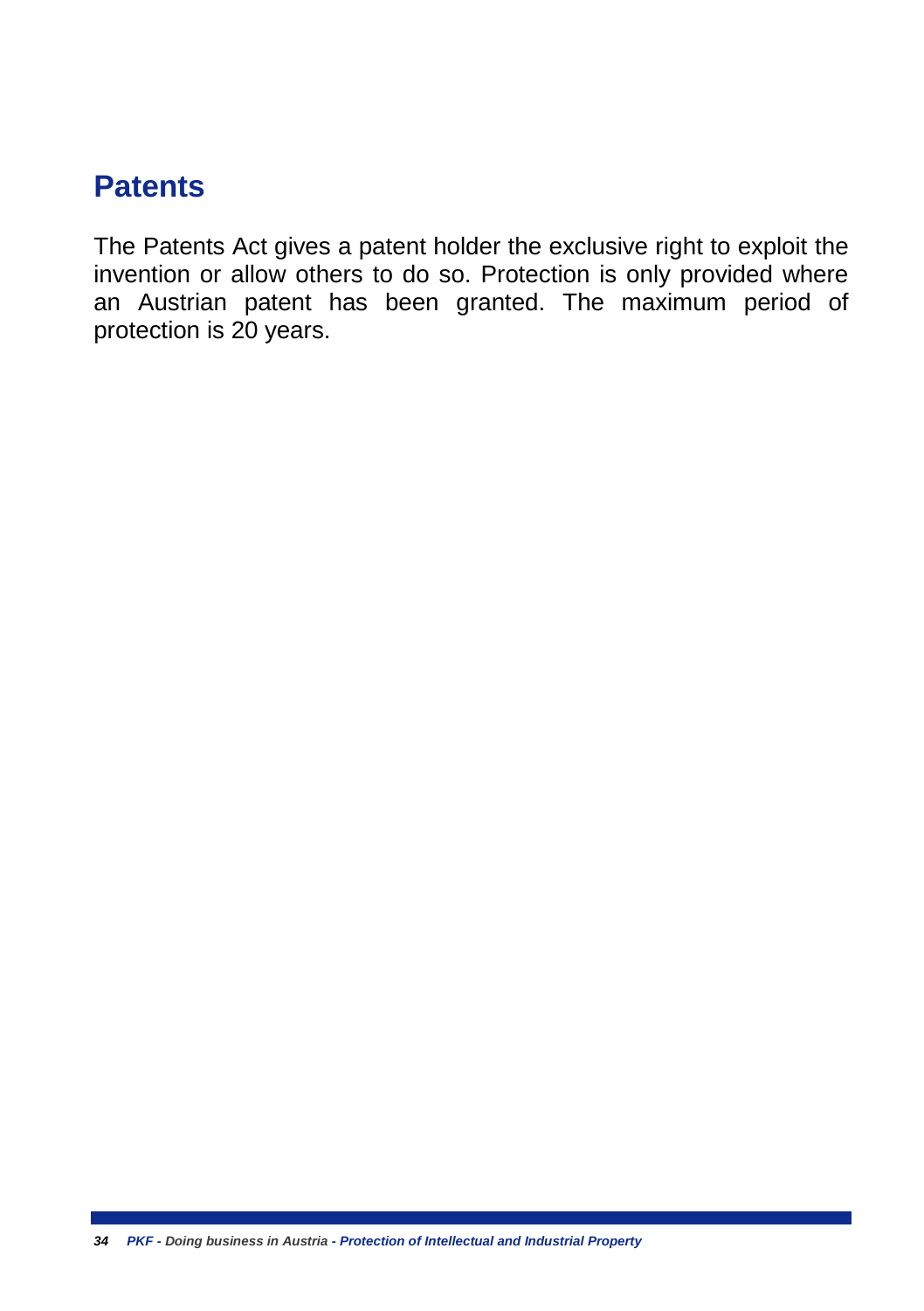## Patents

The Patents Act gives a patent holder the exclusive right to exploit the invention or allow others to do so. Protection is only provided where an Austrian patent has been granted. The maximum period of protection is 20 years.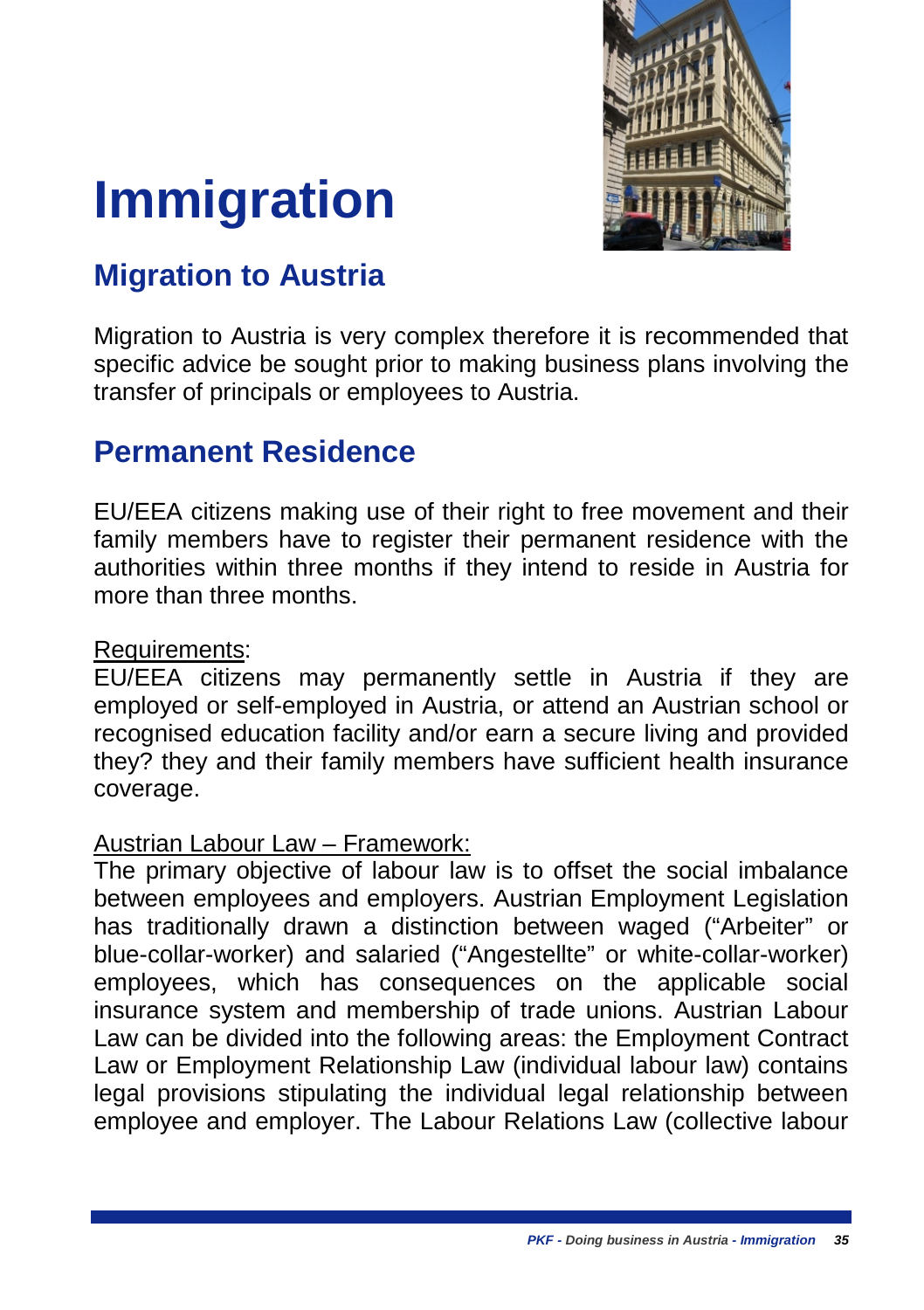# Immigration

## Migration to Austria

Migration to Austria is very complex therefore it is recommended that specific advice be sought prior to making business plans involving the transfer of principals or employees to Austria.

## Permanent Residence

EU/EEA citizens making use of their right to free movement and their family members have to register their permanent residence with the authorities within three months if they intend to reside in Austria for more than three months.

Requirements:
EU/EEA citizens may permanently settle in Austria if they are employed or self-employed in Austria, or attend an Austrian school or recognised education facility and/or earn a secure living and provided they? they and their family members have sufficient health insurance coverage.

Austrian Labour Law – Framework:
The primary objective of labour law is to offset the social imbalance between employees and employers. Austrian Employment Legislation has traditionally drawn a distinction between waged ("Arbeiter" or blue-collar-worker) and salaried ("Angestellte" or white-collar-worker) employees, which has consequences on the applicable social insurance system and membership of trade unions. Austrian Labour Law can be divided into the following areas: the Employment Contract Law or Employment Relationship Law (individual labour law) contains legal provisions stipulating the individual legal relationship between employee and employer. The Labour Relations Law (collective labour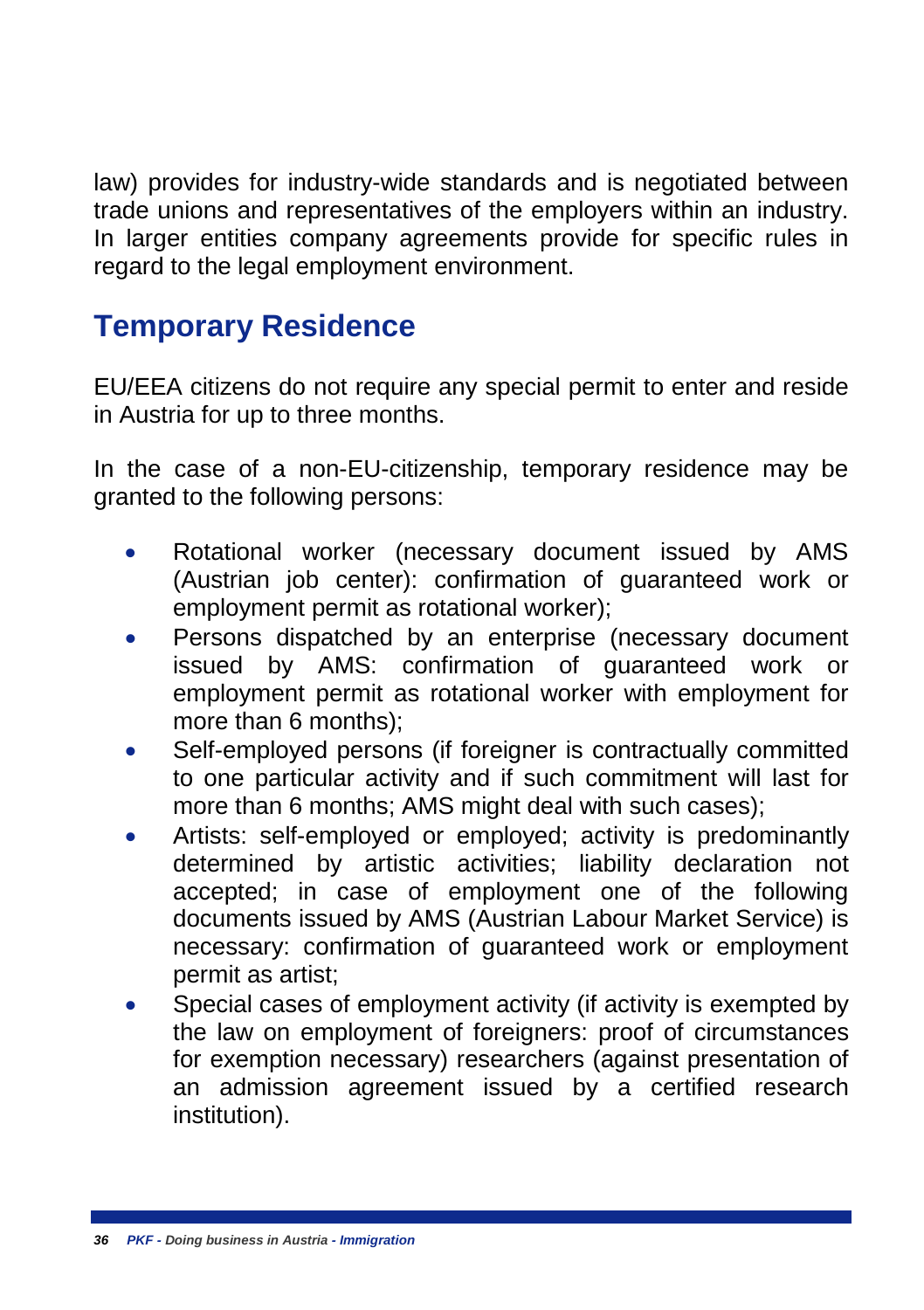law) provides for industry-wide standards and is negotiated between trade unions and representatives of the employers within an industry. In larger entities company agreements provide for specific rules in regard to the legal employment environment.

## Temporary Residence

EU/EEA citizens do not require any special permit to enter and reside in Austria for up to three months.

In the case of a non-EU-citizenship, temporary residence may be granted to the following persons:

- Rotational worker (necessary document issued by AMS (Austrian job center): confirmation of guaranteed work or employment permit as rotational worker);
- Persons dispatched by an enterprise (necessary document issued by AMS: confirmation of guaranteed work or employment permit as rotational worker with employment for more than 6 months);
- Self-employed persons (if foreigner is contractually committed to one particular activity and if such commitment will last for more than 6 months; AMS might deal with such cases);
- Artists: self-employed or employed; activity is predominantly determined by artistic activities; liability declaration not accepted; in case of employment one of the following documents issued by AMS (Austrian Labour Market Service) is necessary: confirmation of guaranteed work or employment permit as artist;
- Special cases of employment activity (if activity is exempted by the law on employment of foreigners: proof of circumstances for exemption necessary) researchers (against presentation of an admission agreement issued by a certified research institution).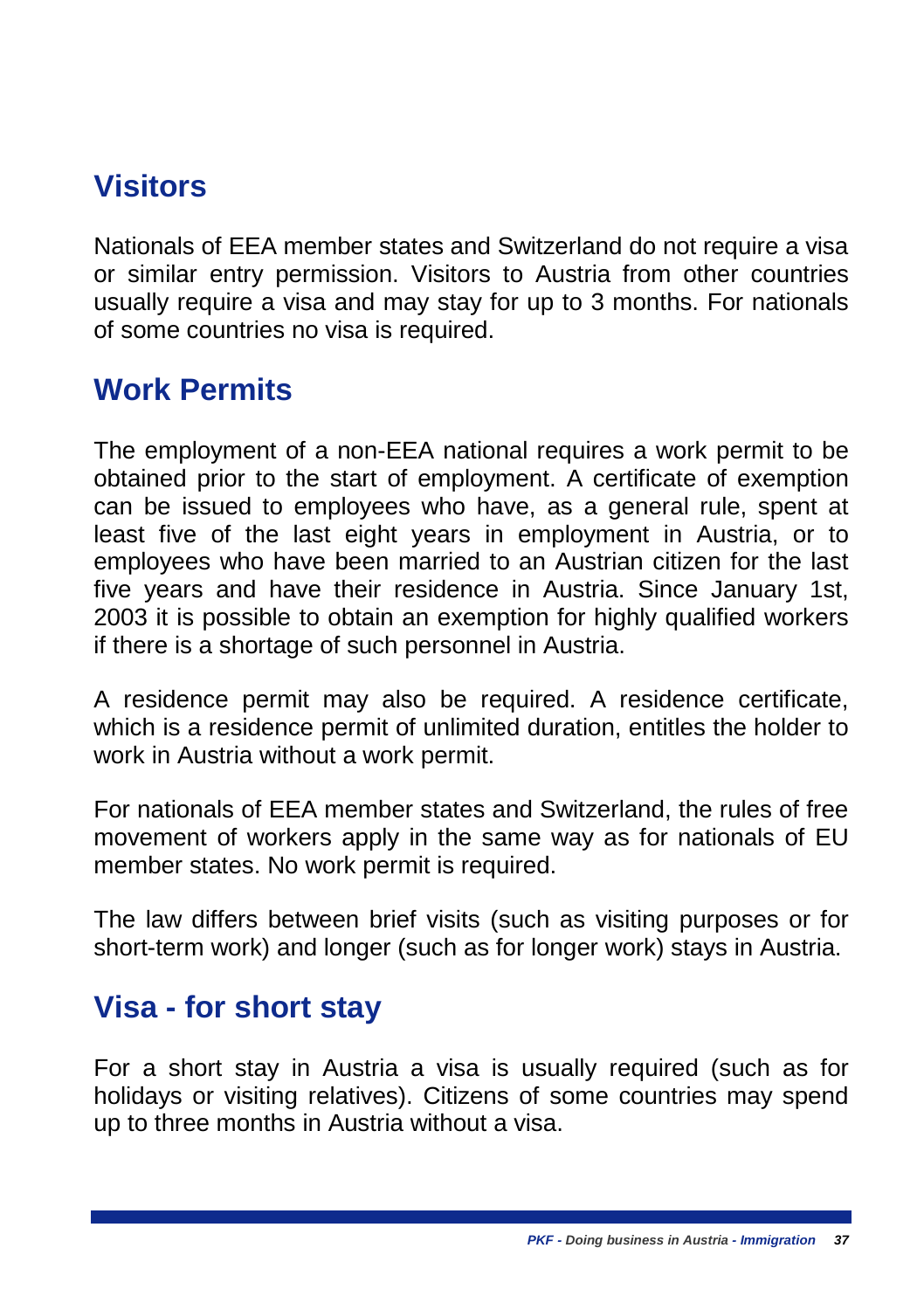## Visitors

Nationals of EEA member states and Switzerland do not require a visa or similar entry permission. Visitors to Austria from other countries usually require a visa and may stay for up to 3 months. For nationals of some countries no visa is required.

## Work Permits

The employment of a non-EEA national requires a work permit to be obtained prior to the start of employment. A certificate of exemption can be issued to employees who have, as a general rule, spent at least five of the last eight years in employment in Austria, or to employees who have been married to an Austrian citizen for the last five years and have their residence in Austria. Since January 1st, 2003 it is possible to obtain an exemption for highly qualified workers if there is a shortage of such personnel in Austria.

A residence permit may also be required. A residence certificate, which is a residence permit of unlimited duration, entitles the holder to work in Austria without a work permit.

For nationals of EEA member states and Switzerland, the rules of free movement of workers apply in the same way as for nationals of EU member states. No work permit is required.

The law differs between brief visits (such as visiting purposes or for short-term work) and longer (such as for longer work) stays in Austria.

## Visa - for short stay

For a short stay in Austria a visa is usually required (such as for holidays or visiting relatives). Citizens of some countries may spend up to three months in Austria without a visa.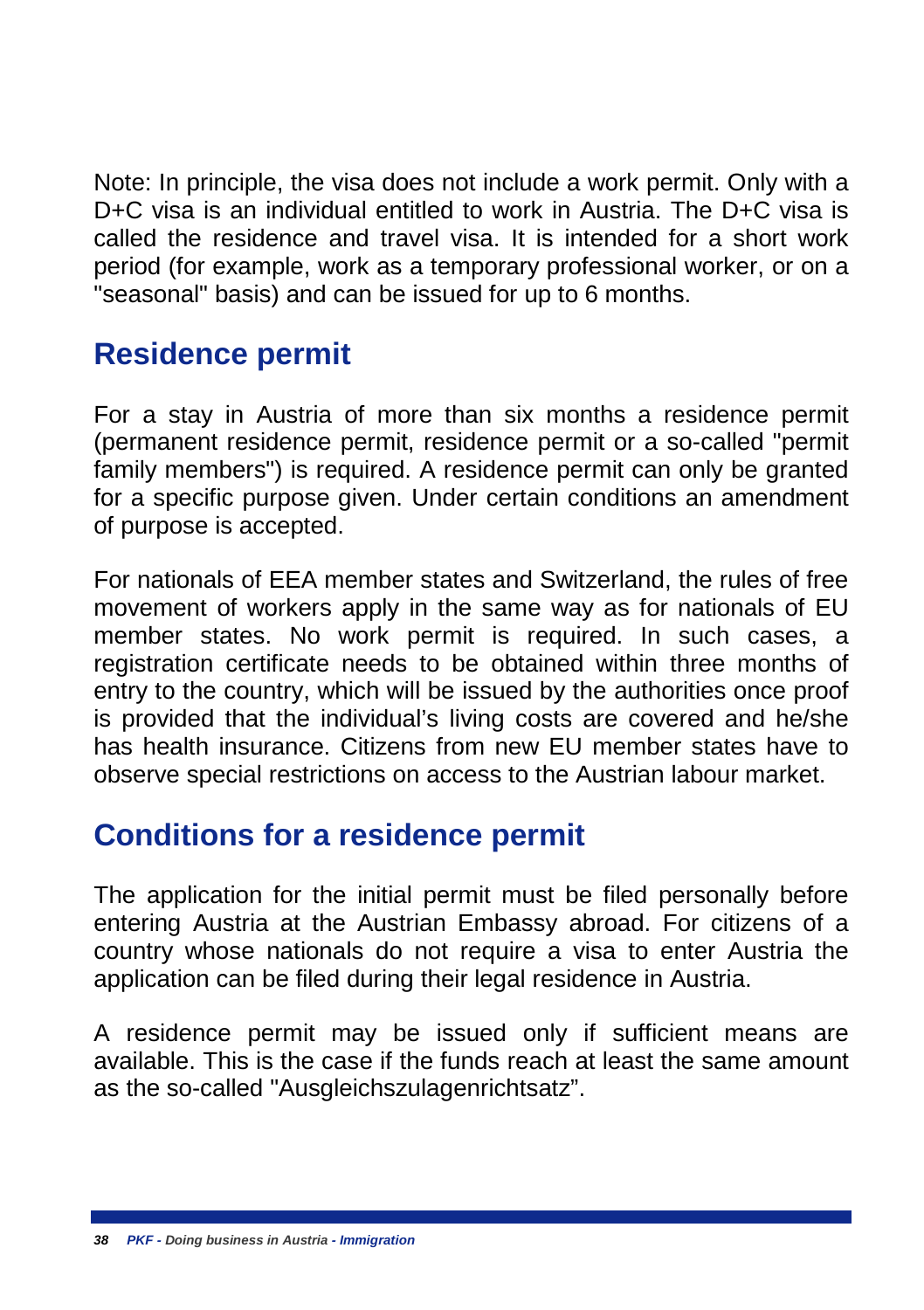Note: In principle, the visa does not include a work permit. Only with a D+C visa is an individual entitled to work in Austria. The D+C visa is called the residence and travel visa. It is intended for a short work period (for example, work as a temporary professional worker, or on a "seasonal" basis) and can be issued for up to 6 months.

## Residence permit

For a stay in Austria of more than six months a residence permit (permanent residence permit, residence permit or a so-called "permit family members") is required. A residence permit can only be granted for a specific purpose given. Under certain conditions an amendment of purpose is accepted.

For nationals of EEA member states and Switzerland, the rules of free movement of workers apply in the same way as for nationals of EU member states. No work permit is required. In such cases, a registration certificate needs to be obtained within three months of entry to the country, which will be issued by the authorities once proof is provided that the individual's living costs are covered and he/she has health insurance. Citizens from new EU member states have to observe special restrictions on access to the Austrian labour market.

## Conditions for a residence permit

The application for the initial permit must be filed personally before entering Austria at the Austrian Embassy abroad. For citizens of a country whose nationals do not require a visa to enter Austria the application can be filed during their legal residence in Austria.

A residence permit may be issued only if sufficient means are available. This is the case if the funds reach at least the same amount as the so-called "Ausgleichszulagenrichtsatz".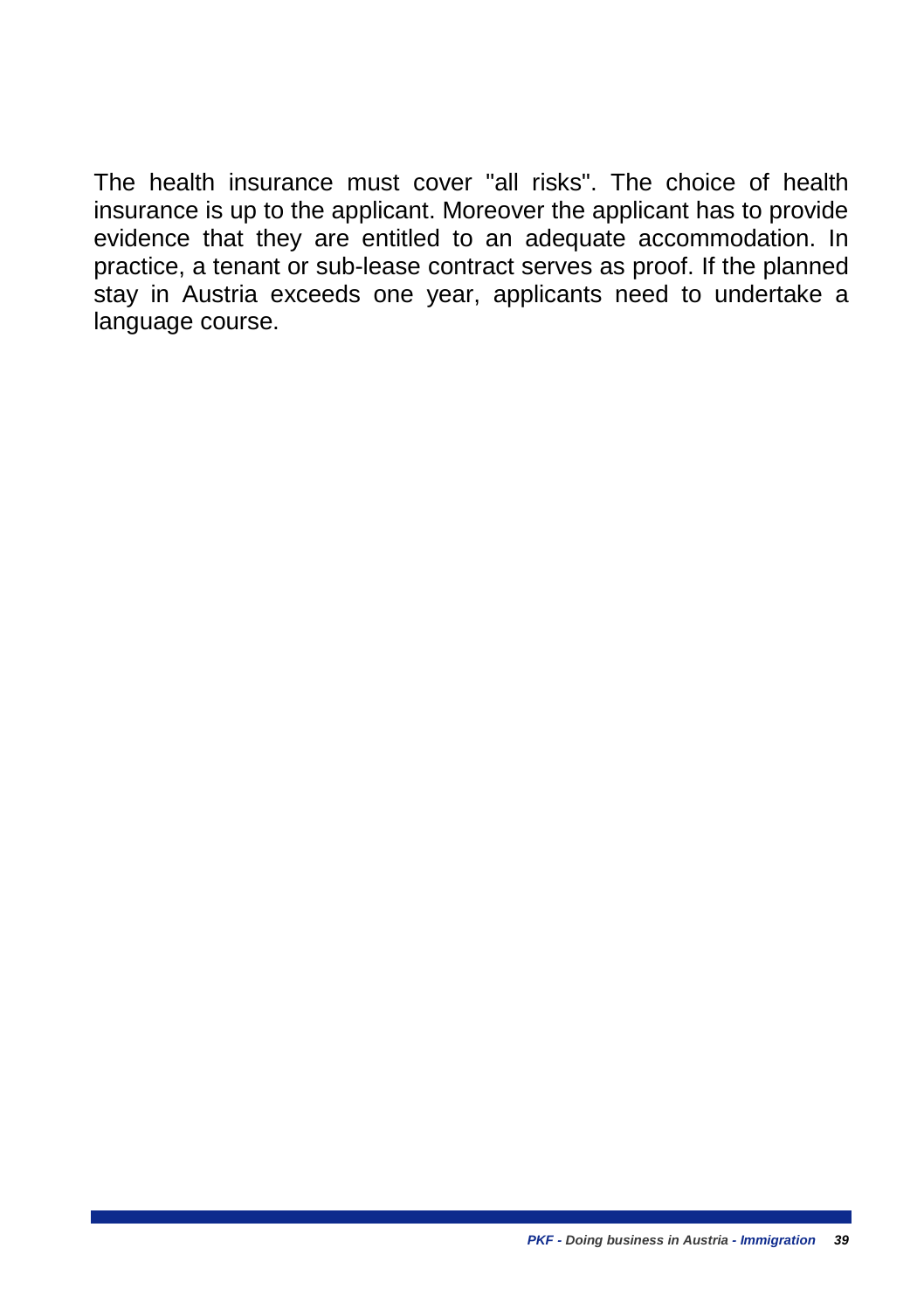The health insurance must cover "all risks". The choice of health insurance is up to the applicant. Moreover the applicant has to provide evidence that they are entitled to an adequate accommodation. In practice, a tenant or sub-lease contract serves as proof. If the planned stay in Austria exceeds one year, applicants need to undertake a language course.